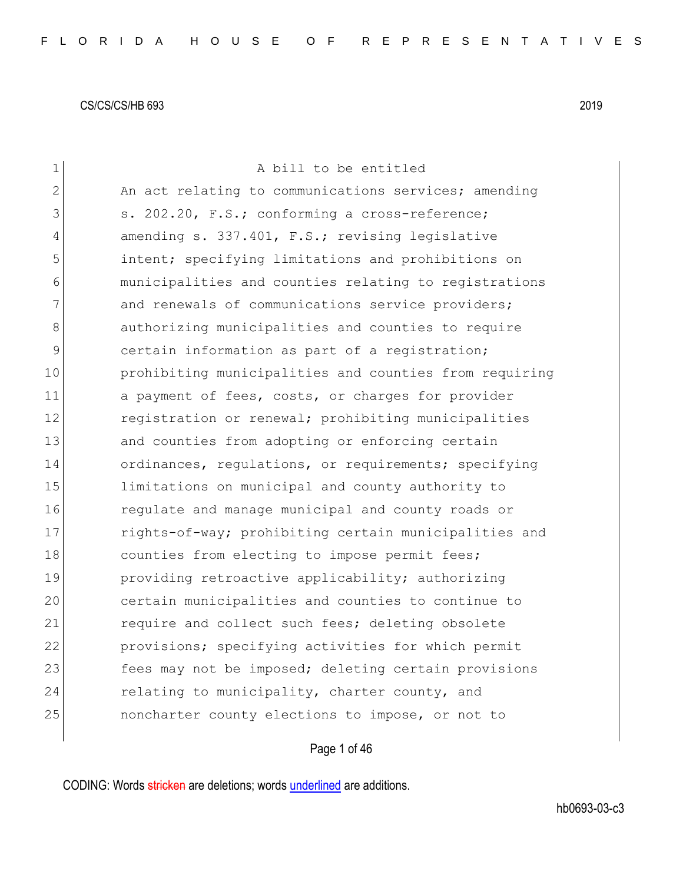A bill to be entitled

An act relating to communications services; amending s. 202.20, F.S.; conforming a cross-reference; amending s. 337.401, F.S.; revising legislative intent; specifying limitations and prohibitions on municipalities and counties relating to registrations and renewals of communications service providers; authorizing municipalities and counties to require certain information as part of a registration; prohibiting municipalities and counties from requiring a payment of fees, costs, or charges for provider registration or renewal; prohibiting municipalities and counties from adopting or enforcing certain ordinances, regulations, or requirements; specifying limitations on municipal and county authority to regulate and manage municipal and county roads or rights-of-way; prohibiting certain municipalities and counties from electing to impose permit fees; providing retroactive applicability; authorizing certain municipalities and counties to continue to require and collect such fees; deleting obsolete provisions; specifying activities for which permit fees may not be imposed; deleting certain provisions relating to municipality, charter county, and noncharter county elections to impose, or not to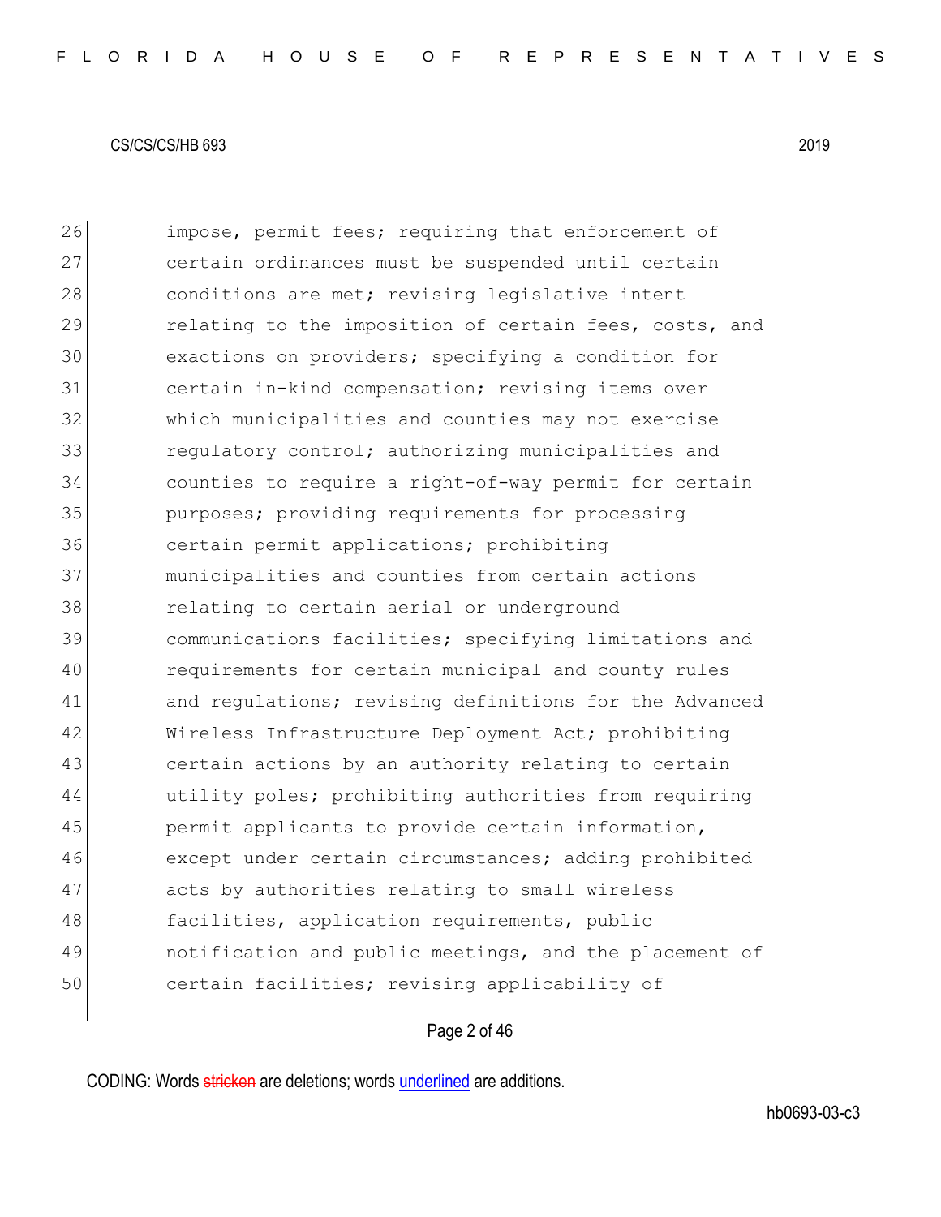impose, permit fees; requiring that enforcement of certain ordinances must be suspended until certain conditions are met; revising legislative intent relating to the imposition of certain fees, costs, and exactions on providers; specifying a condition for certain in-kind compensation; revising items over which municipalities and counties may not exercise regulatory control; authorizing municipalities and counties to require a right-of-way permit for certain purposes; providing requirements for processing certain permit applications; prohibiting municipalities and counties from certain actions relating to certain aerial or underground communications facilities; specifying limitations and requirements for certain municipal and county rules and regulations; revising definitions for the Advanced Wireless Infrastructure Deployment Act; prohibiting certain actions by an authority relating to certain utility poles; prohibiting authorities from requiring permit applicants to provide certain information, except under certain circumstances; adding prohibited acts by authorities relating to small wireless facilities, application requirements, public notification and public meetings, and the placement of certain facilities; revising applicability of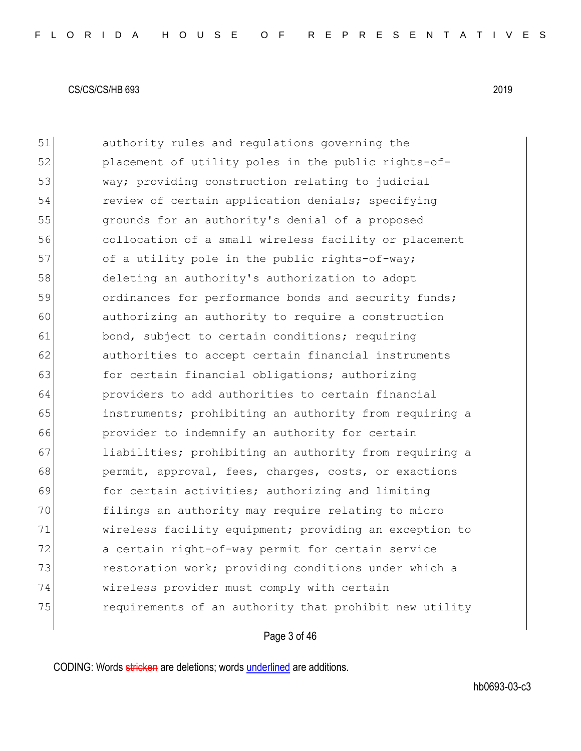51 authority rules and regulations governing the
52 placement of utility poles in the public rights-of-
53 way; providing construction relating to judicial
54 review of certain application denials; specifying
55 grounds for an authority's denial of a proposed
56 collocation of a small wireless facility or placement
57 of a utility pole in the public rights-of-way;
58 deleting an authority's authorization to adopt
59 ordinances for performance bonds and security funds;
60 authorizing an authority to require a construction
61 bond, subject to certain conditions; requiring
62 authorities to accept certain financial instruments
63 for certain financial obligations; authorizing
64 providers to add authorities to certain financial
65 instruments; prohibiting an authority from requiring a
66 provider to indemnify an authority for certain
67 liabilities; prohibiting an authority from requiring a
68 permit, approval, fees, charges, costs, or exactions
69 for certain activities; authorizing and limiting
70 filings an authority may require relating to micro
71 wireless facility equipment; providing an exception to
72 a certain right-of-way permit for certain service
73 restoration work; providing conditions under which a
74 wireless provider must comply with certain
75 requirements of an authority that prohibit new utility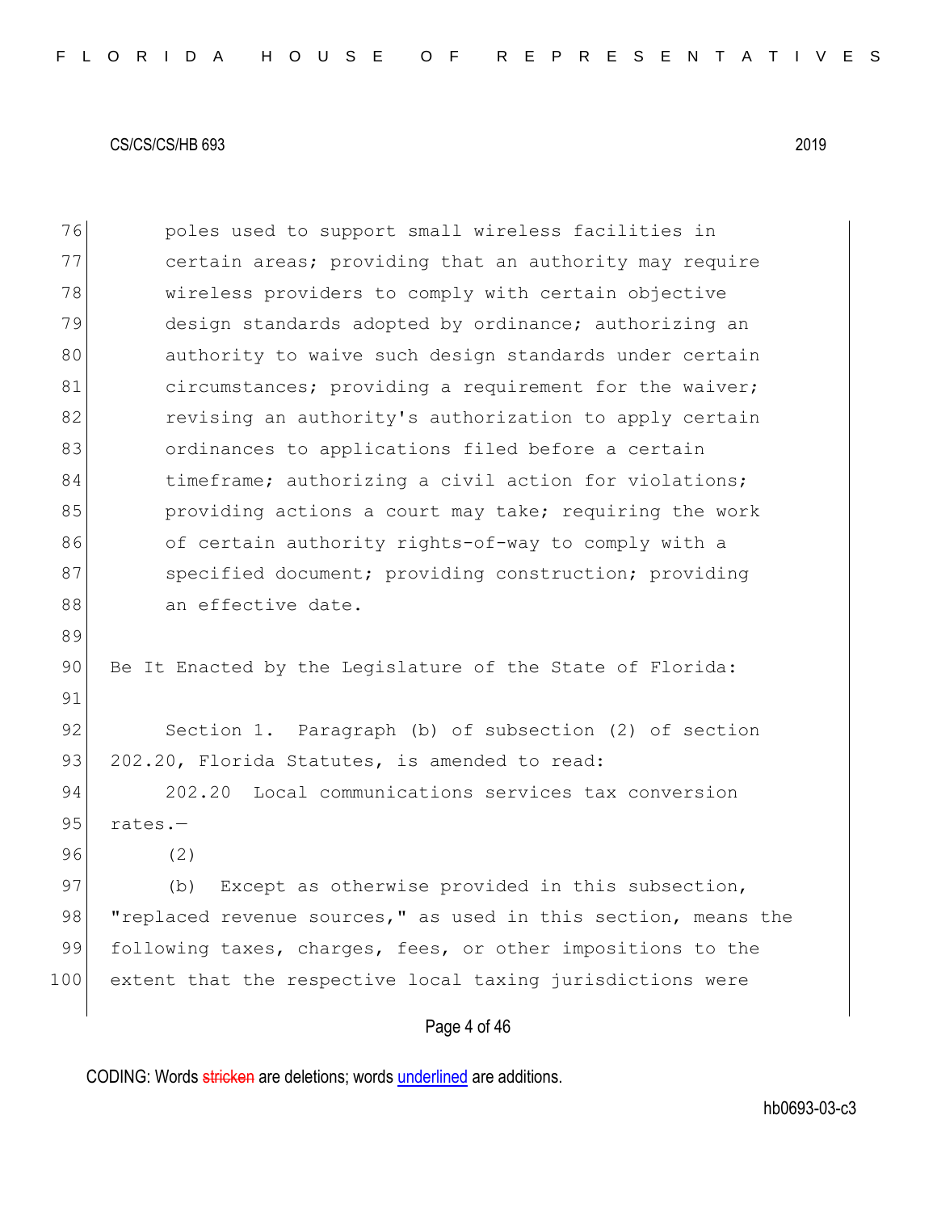poles used to support small wireless facilities in certain areas; providing that an authority may require wireless providers to comply with certain objective design standards adopted by ordinance; authorizing an authority to waive such design standards under certain circumstances; providing a requirement for the waiver; revising an authority's authorization to apply certain ordinances to applications filed before a certain timeframe; authorizing a civil action for violations; providing actions a court may take; requiring the work of certain authority rights-of-way to comply with a specified document; providing construction; providing an effective date.

Be It Enacted by the Legislature of the State of Florida:

Section 1. Paragraph (b) of subsection (2) of section 202.20, Florida Statutes, is amended to read:

202.20 Local communications services tax conversion rates.—

(2)

(b) Except as otherwise provided in this subsection, "replaced revenue sources," as used in this section, means the following taxes, charges, fees, or other impositions to the extent that the respective local taxing jurisdictions were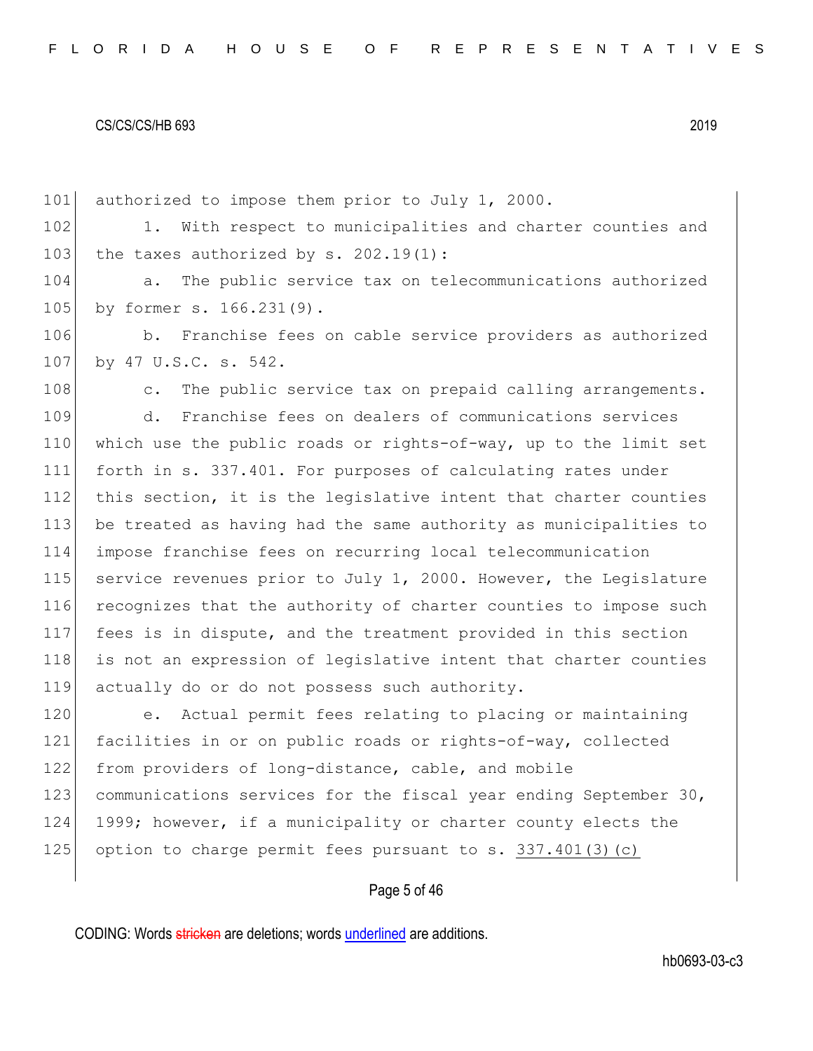authorized to impose them prior to July 1, 2000.

1. With respect to municipalities and charter counties and the taxes authorized by s. 202.19(1):

a. The public service tax on telecommunications authorized by former s. 166.231(9).

b. Franchise fees on cable service providers as authorized by 47 U.S.C. s. 542.

c. The public service tax on prepaid calling arrangements.

d. Franchise fees on dealers of communications services which use the public roads or rights-of-way, up to the limit set forth in s. 337.401. For purposes of calculating rates under this section, it is the legislative intent that charter counties be treated as having had the same authority as municipalities to impose franchise fees on recurring local telecommunication service revenues prior to July 1, 2000. However, the Legislature recognizes that the authority of charter counties to impose such fees is in dispute, and the treatment provided in this section is not an expression of legislative intent that charter counties actually do or do not possess such authority.

e. Actual permit fees relating to placing or maintaining facilities in or on public roads or rights-of-way, collected from providers of long-distance, cable, and mobile communications services for the fiscal year ending September 30, 1999; however, if a municipality or charter county elects the option to charge permit fees pursuant to s. <u>337.401(3)(c)</u>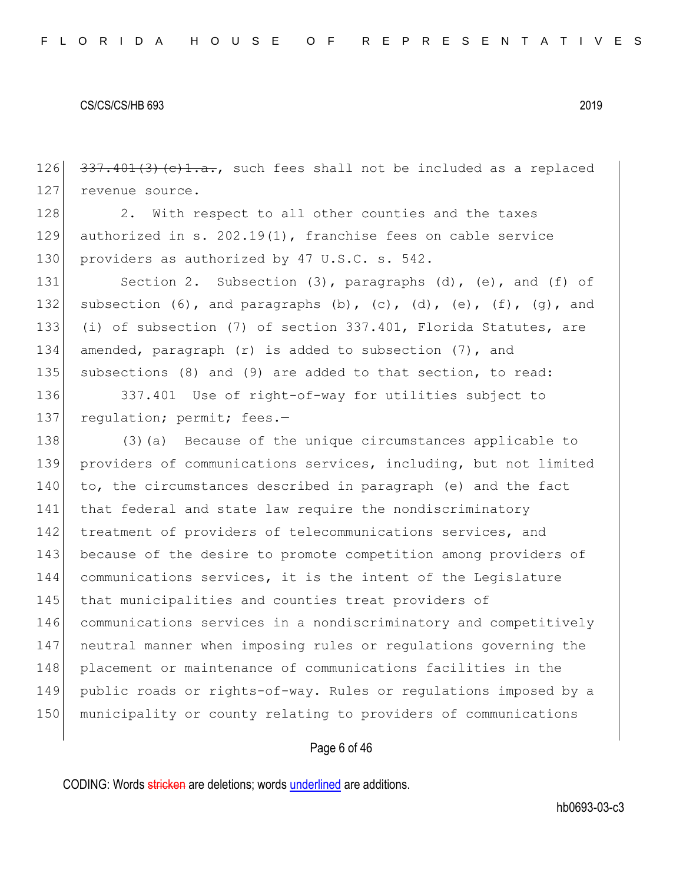~~337.401(3)(c)1.a.~~, such fees shall not be included as a replaced revenue source.

2. With respect to all other counties and the taxes authorized in s. 202.19(1), franchise fees on cable service providers as authorized by 47 U.S.C. s. 542.

Section 2. Subsection (3), paragraphs (d), (e), and (f) of subsection (6), and paragraphs (b), (c), (d), (e), (f), (g), and (i) of subsection (7) of section 337.401, Florida Statutes, are amended, paragraph (r) is added to subsection (7), and subsections (8) and (9) are added to that section, to read:

337.401 Use of right-of-way for utilities subject to regulation; permit; fees.—

(3)(a) Because of the unique circumstances applicable to providers of communications services, including, but not limited to, the circumstances described in paragraph (e) and the fact that federal and state law require the nondiscriminatory treatment of providers of telecommunications services, and because of the desire to promote competition among providers of communications services, it is the intent of the Legislature that municipalities and counties treat providers of communications services in a nondiscriminatory and competitively neutral manner when imposing rules or regulations governing the placement or maintenance of communications facilities in the public roads or rights-of-way. Rules or regulations imposed by a municipality or county relating to providers of communications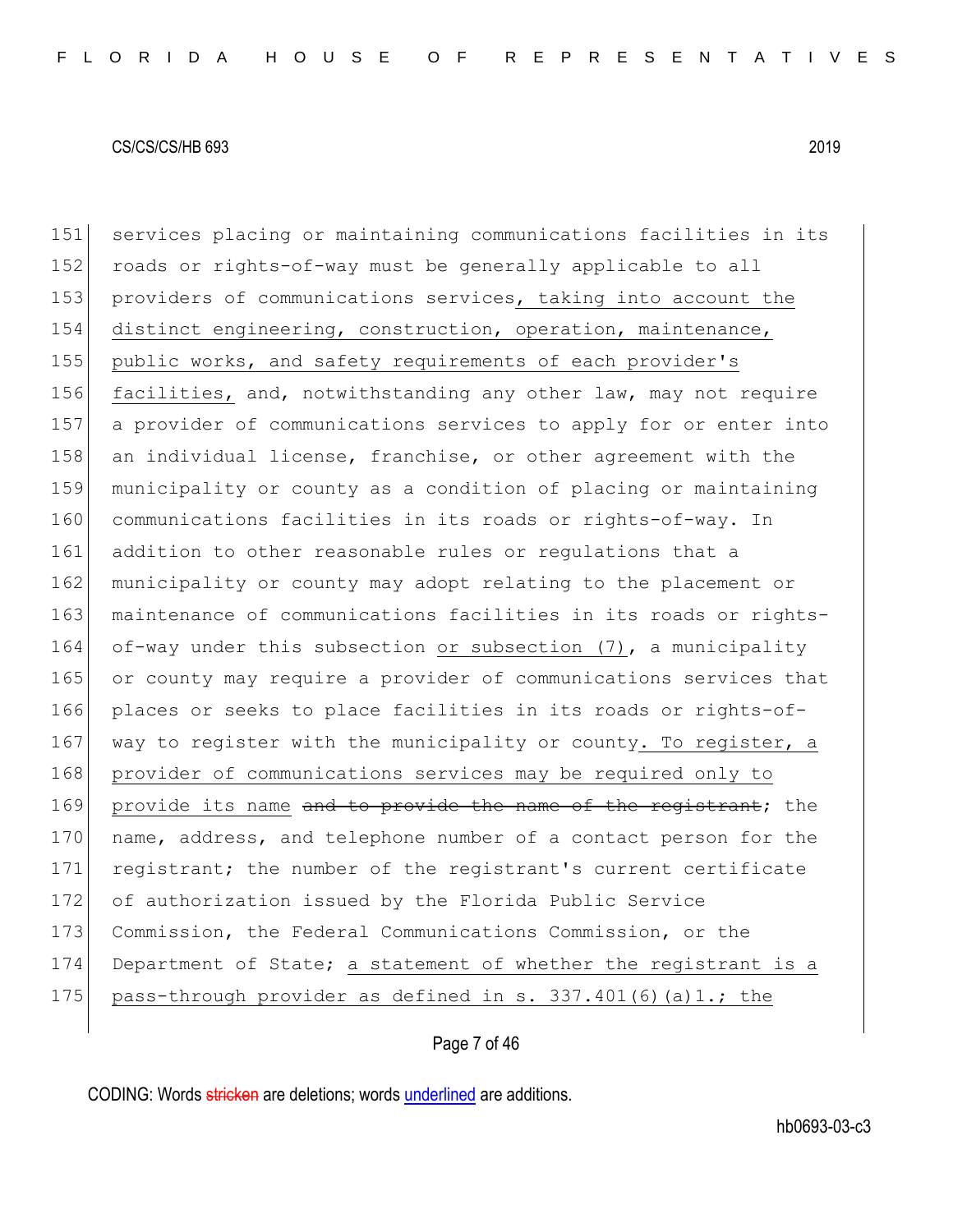151 services placing or maintaining communications facilities in its
152 roads or rights-of-way must be generally applicable to all
153 providers of communications services<u>, taking into account the</u>
154 <u>distinct engineering, construction, operation, maintenance,</u>
155 <u>public works, and safety requirements of each provider's</u>
156 <u>facilities,</u> and, notwithstanding any other law, may not require
157 a provider of communications services to apply for or enter into
158 an individual license, franchise, or other agreement with the
159 municipality or county as a condition of placing or maintaining
160 communications facilities in its roads or rights-of-way. In
161 addition to other reasonable rules or regulations that a
162 municipality or county may adopt relating to the placement or
163 maintenance of communications facilities in its roads or rights-
164 of-way under this subsection <u>or subsection (7)</u>, a municipality
165 or county may require a provider of communications services that
166 places or seeks to place facilities in its roads or rights-of-
167 way to register with the municipality or county<u>. To register, a</u>
168 <u>provider of communications services may be required only to</u>
169 <u>provide its name</u> ~~and to provide the name of the registrant~~; the
170 name, address, and telephone number of a contact person for the
171 registrant; the number of the registrant's current certificate
172 of authorization issued by the Florida Public Service
173 Commission, the Federal Communications Commission, or the
174 Department of State; <u>a statement of whether the registrant is a</u>
175 <u>pass-through provider as defined in s. 337.401(6)(a)1.; the</u>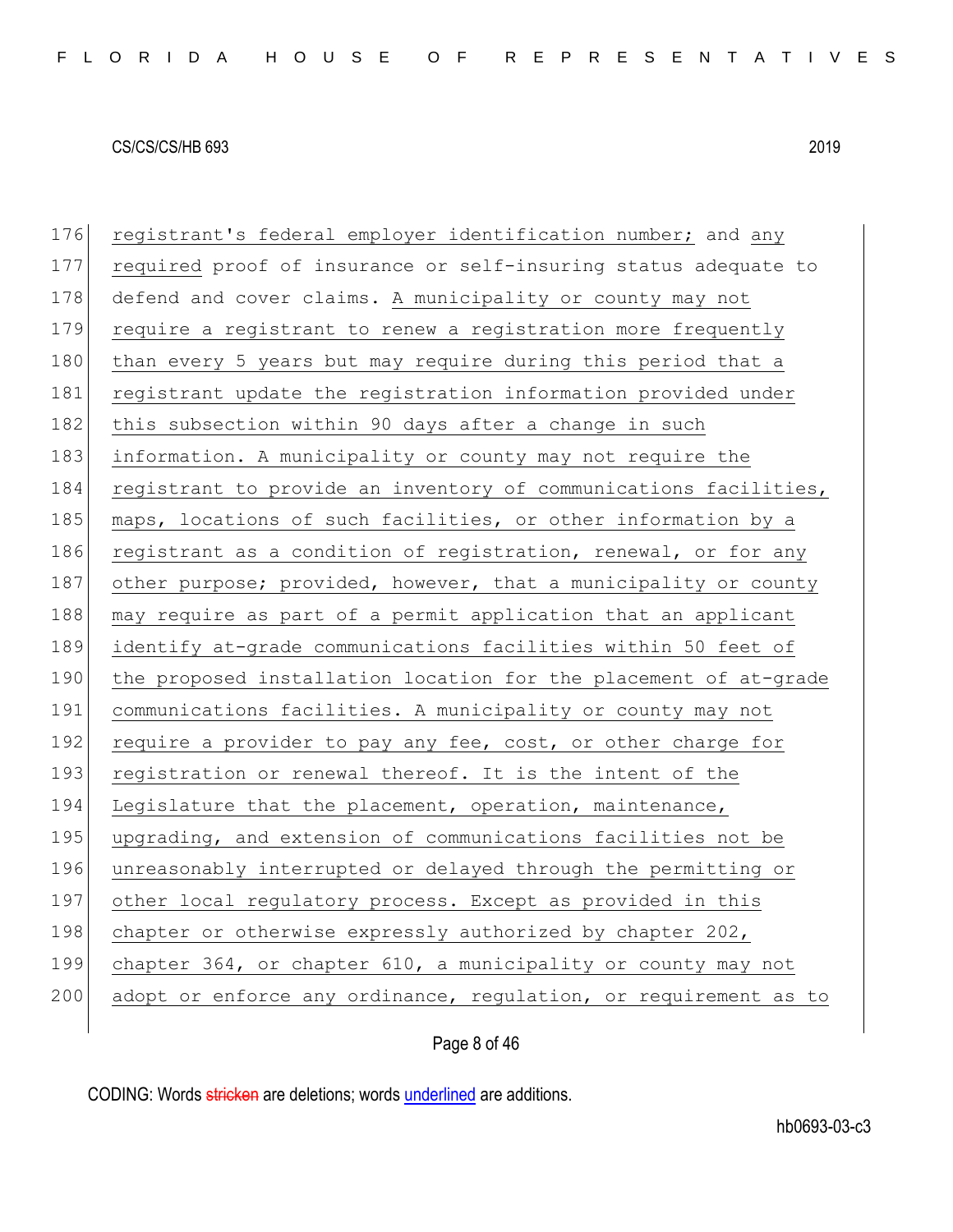176 registrant's federal employer identification number; and any
177 required proof of insurance or self-insuring status adequate to
178 defend and cover claims. A municipality or county may not
179 require a registrant to renew a registration more frequently
180 than every 5 years but may require during this period that a
181 registrant update the registration information provided under
182 this subsection within 90 days after a change in such
183 information. A municipality or county may not require the
184 registrant to provide an inventory of communications facilities,
185 maps, locations of such facilities, or other information by a
186 registrant as a condition of registration, renewal, or for any
187 other purpose; provided, however, that a municipality or county
188 may require as part of a permit application that an applicant
189 identify at-grade communications facilities within 50 feet of
190 the proposed installation location for the placement of at-grade
191 communications facilities. A municipality or county may not
192 require a provider to pay any fee, cost, or other charge for
193 registration or renewal thereof. It is the intent of the
194 Legislature that the placement, operation, maintenance,
195 upgrading, and extension of communications facilities not be
196 unreasonably interrupted or delayed through the permitting or
197 other local regulatory process. Except as provided in this
198 chapter or otherwise expressly authorized by chapter 202,
199 chapter 364, or chapter 610, a municipality or county may not
200 adopt or enforce any ordinance, regulation, or requirement as to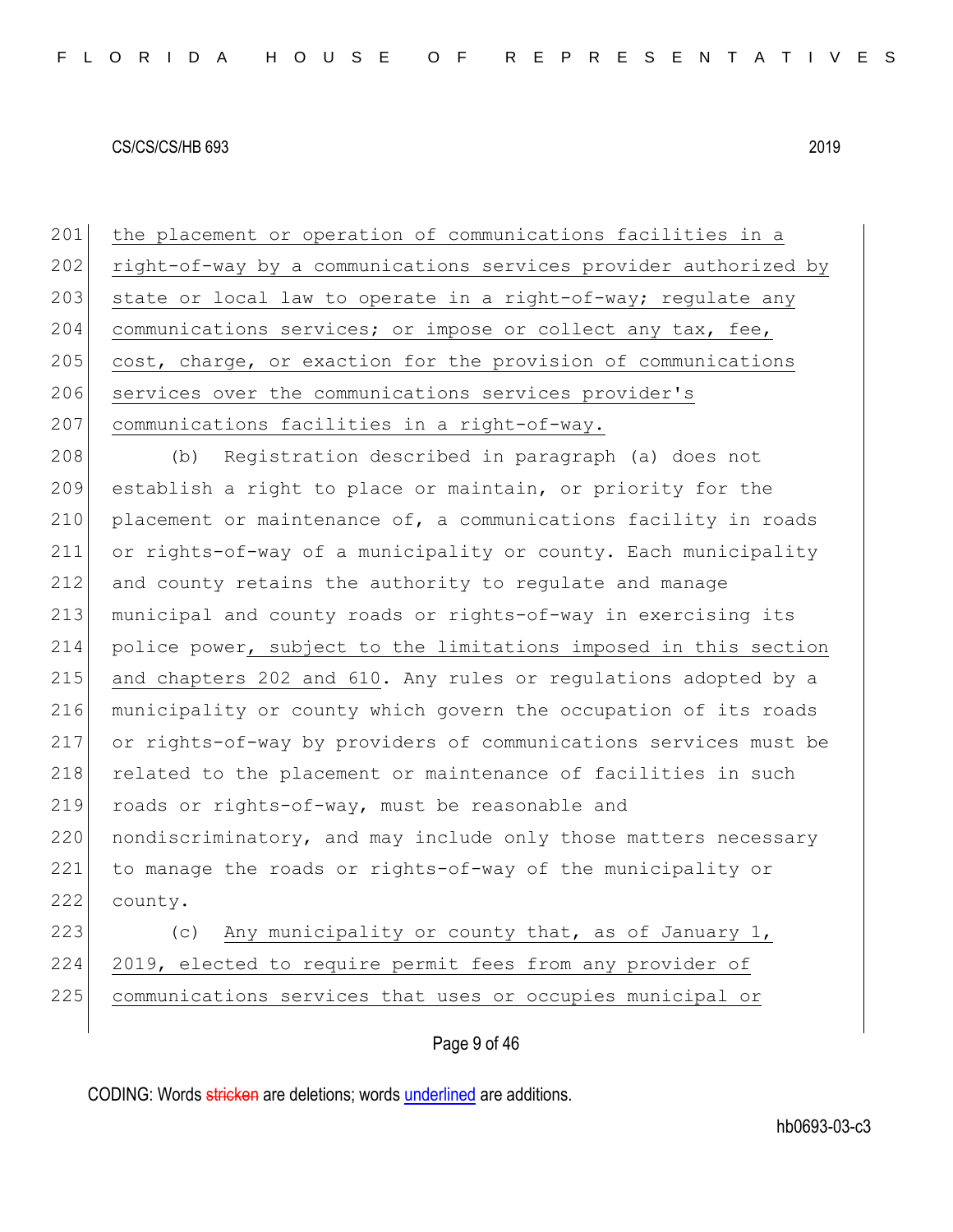the placement or operation of communications facilities in a right-of-way by a communications services provider authorized by state or local law to operate in a right-of-way; regulate any communications services; or impose or collect any tax, fee, cost, charge, or exaction for the provision of communications services over the communications services provider's communications facilities in a right-of-way.

(b) Registration described in paragraph (a) does not establish a right to place or maintain, or priority for the placement or maintenance of, a communications facility in roads or rights-of-way of a municipality or county. Each municipality and county retains the authority to regulate and manage municipal and county roads or rights-of-way in exercising its police power, subject to the limitations imposed in this section and chapters 202 and 610. Any rules or regulations adopted by a municipality or county which govern the occupation of its roads or rights-of-way by providers of communications services must be related to the placement or maintenance of facilities in such roads or rights-of-way, must be reasonable and nondiscriminatory, and may include only those matters necessary to manage the roads or rights-of-way of the municipality or county.

(c) Any municipality or county that, as of January 1, 2019, elected to require permit fees from any provider of communications services that uses or occupies municipal or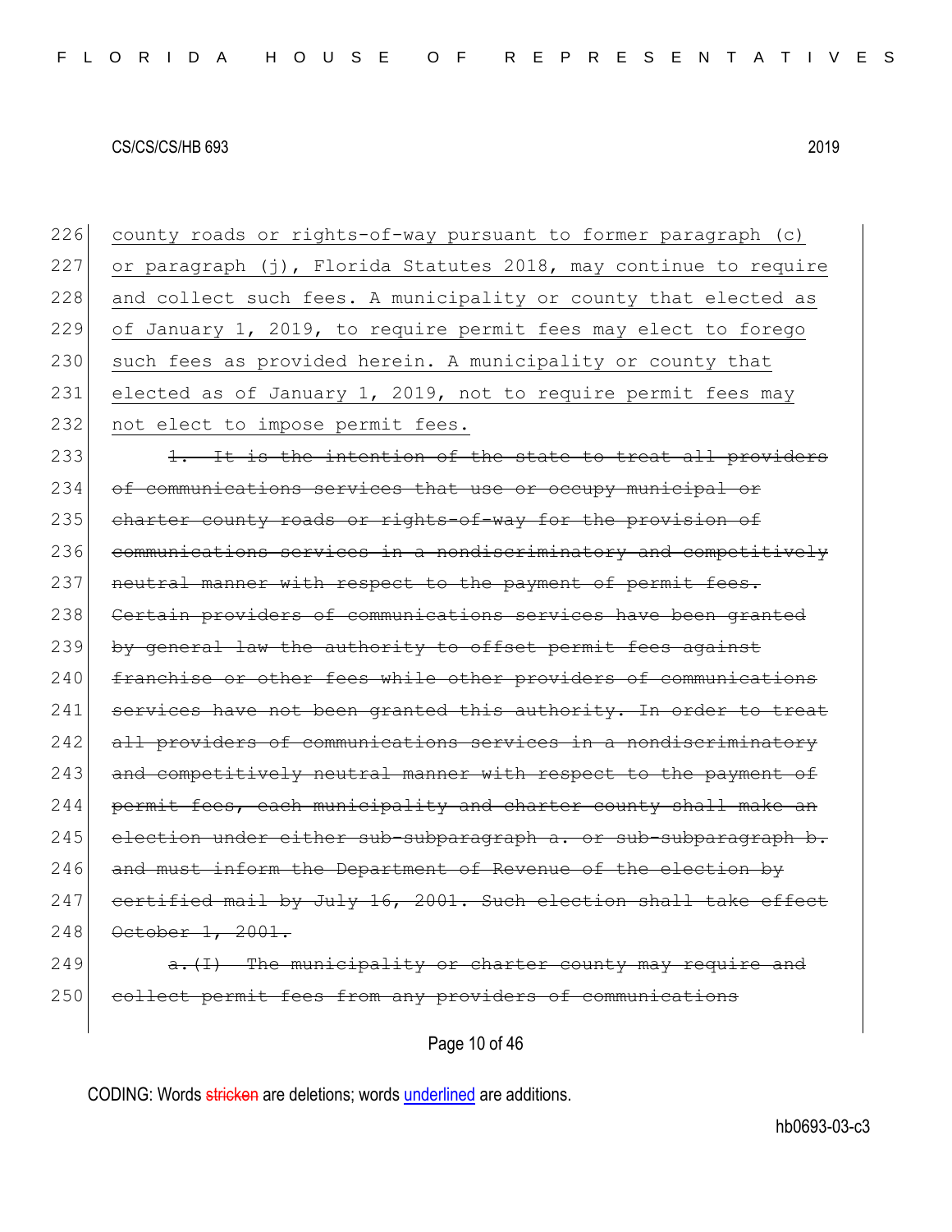226 <u>county roads or rights-of-way pursuant to former paragraph (c)</u>
227 <u>or paragraph (j), Florida Statutes 2018, may continue to require</u>
228 <u>and collect such fees. A municipality or county that elected as</u>
229 <u>of January 1, 2019, to require permit fees may elect to forego</u>
230 <u>such fees as provided herein. A municipality or county that</u>
231 <u>elected as of January 1, 2019, not to require permit fees may</u>
232 <u>not elect to impose permit fees.</u>

233 ~~1. It is the intention of the state to treat all providers~~
234 ~~of communications services that use or occupy municipal or~~
235 ~~charter county roads or rights-of-way for the provision of~~
236 ~~communications services in a nondiscriminatory and competitively~~
237 ~~neutral manner with respect to the payment of permit fees.~~
238 ~~Certain providers of communications services have been granted~~
239 ~~by general law the authority to offset permit fees against~~
240 ~~franchise or other fees while other providers of communications~~
241 ~~services have not been granted this authority. In order to treat~~
242 ~~all providers of communications services in a nondiscriminatory~~
243 ~~and competitively neutral manner with respect to the payment of~~
244 ~~permit fees, each municipality and charter county shall make an~~
245 ~~election under either sub-subparagraph a. or sub-subparagraph b.~~
246 ~~and must inform the Department of Revenue of the election by~~
247 ~~certified mail by July 16, 2001. Such election shall take effect~~
248 ~~October 1, 2001.~~

249 ~~a.(I) The municipality or charter county may require and~~
250 ~~collect permit fees from any providers of communications~~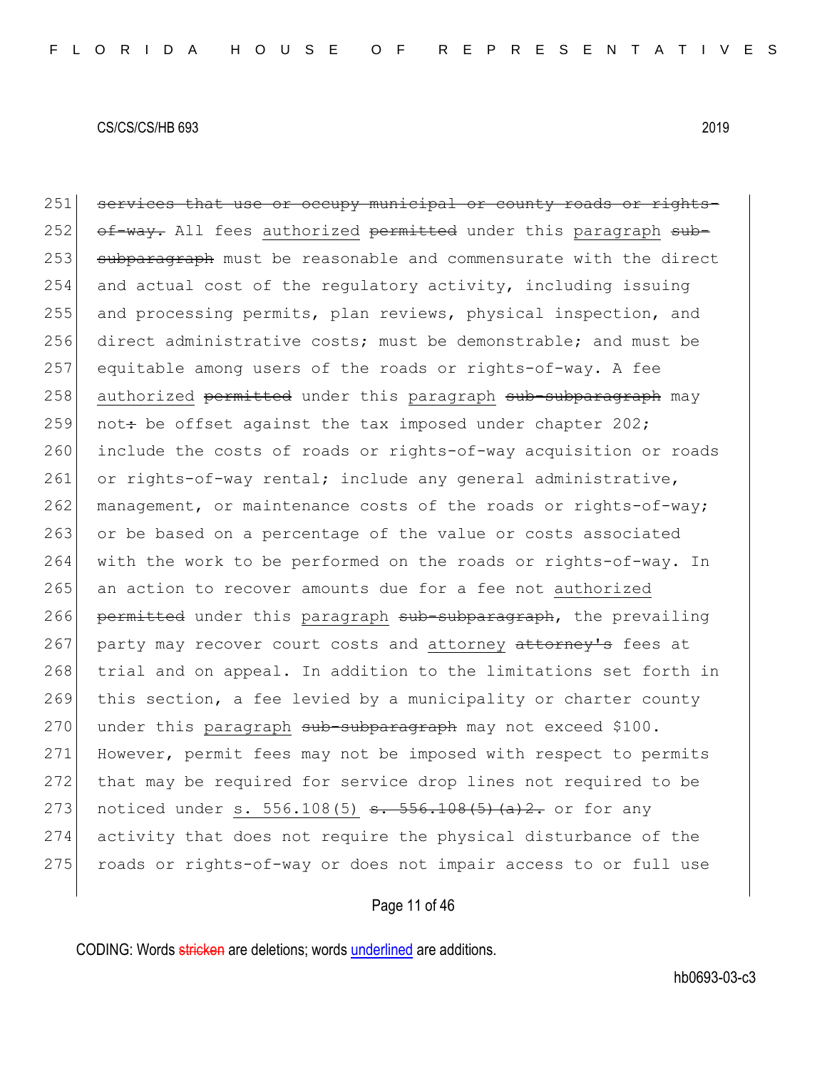251 ~~services that use or occupy municipal or county roads or rights-~~
252 ~~of-way.~~ All fees authorized ~~permitted~~ under this paragraph ~~sub-~~
253 ~~subparagraph~~ must be reasonable and commensurate with the direct
254 and actual cost of the regulatory activity, including issuing
255 and processing permits, plan reviews, physical inspection, and
256 direct administrative costs; must be demonstrable; and must be
257 equitable among users of the roads or rights-of-way. A fee
258 authorized ~~permitted~~ under this paragraph ~~sub-subparagraph~~ may
259 not~~:~~ be offset against the tax imposed under chapter 202;
260 include the costs of roads or rights-of-way acquisition or roads
261 or rights-of-way rental; include any general administrative,
262 management, or maintenance costs of the roads or rights-of-way;
263 or be based on a percentage of the value or costs associated
264 with the work to be performed on the roads or rights-of-way. In
265 an action to recover amounts due for a fee not authorized
266 ~~permitted~~ under this paragraph ~~sub-subparagraph~~, the prevailing
267 party may recover court costs and attorney ~~attorney's~~ fees at
268 trial and on appeal. In addition to the limitations set forth in
269 this section, a fee levied by a municipality or charter county
270 under this paragraph ~~sub-subparagraph~~ may not exceed $100.
271 However, permit fees may not be imposed with respect to permits
272 that may be required for service drop lines not required to be
273 noticed under s. 556.108(5) ~~s. 556.108(5)(a)2.~~ or for any
274 activity that does not require the physical disturbance of the
275 roads or rights-of-way or does not impair access to or full use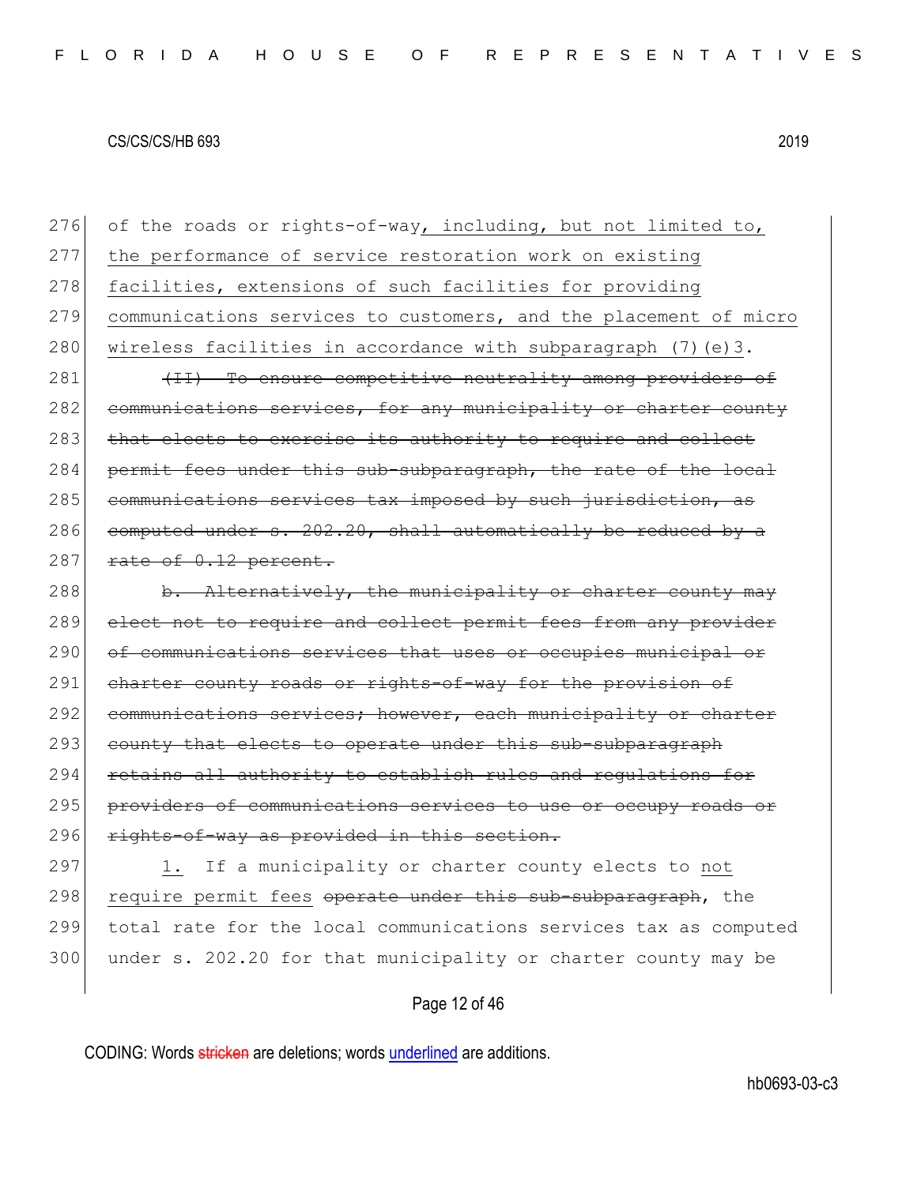of the roads or rights-of-way, including, but not limited to, the performance of service restoration work on existing facilities, extensions of such facilities for providing communications services to customers, and the placement of micro wireless facilities in accordance with subparagraph (7)(e)3.

~~(II) To ensure competitive neutrality among providers of communications services, for any municipality or charter county that elects to exercise its authority to require and collect permit fees under this sub-subparagraph, the rate of the local communications services tax imposed by such jurisdiction, as computed under s. 202.20, shall automatically be reduced by a rate of 0.12 percent.~~

~~b. Alternatively, the municipality or charter county may elect not to require and collect permit fees from any provider of communications services that uses or occupies municipal or charter county roads or rights-of-way for the provision of communications services; however, each municipality or charter county that elects to operate under this sub-subparagraph retains all authority to establish rules and regulations for providers of communications services to use or occupy roads or rights-of-way as provided in this section.~~

1. If a municipality or charter county elects to not require permit fees ~~operate under this sub-subparagraph~~, the total rate for the local communications services tax as computed under s. 202.20 for that municipality or charter county may be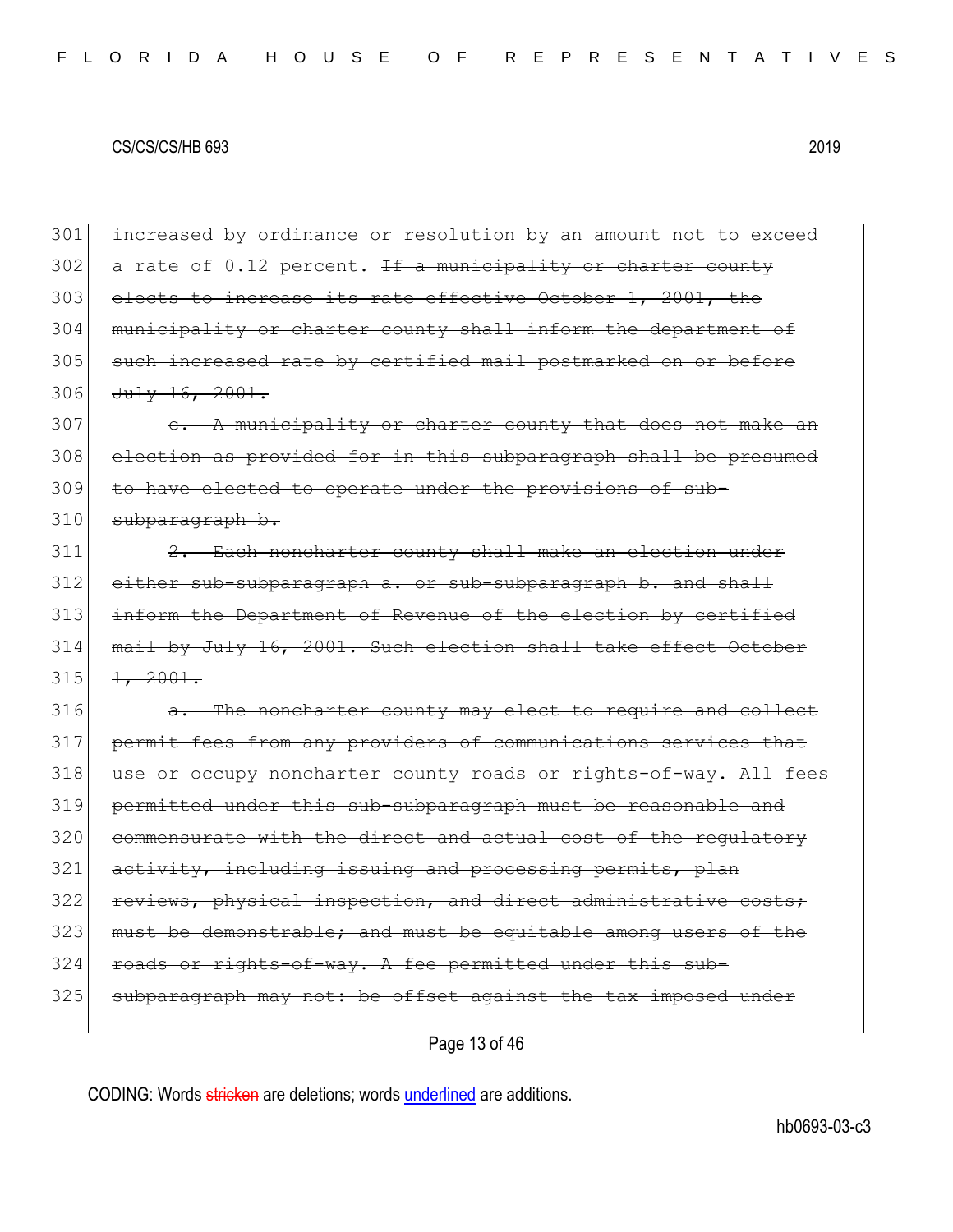301 increased by ordinance or resolution by an amount not to exceed
302 a rate of 0.12 percent. ~~If a municipality or charter county~~
303 ~~elects to increase its rate effective October 1, 2001, the~~
304 ~~municipality or charter county shall inform the department of~~
305 ~~such increased rate by certified mail postmarked on or before~~
306 ~~July 16, 2001.~~

307 ~~c. A municipality or charter county that does not make an~~
308 ~~election as provided for in this subparagraph shall be presumed~~
309 ~~to have elected to operate under the provisions of sub-~~
310 ~~subparagraph b.~~

311 ~~2. Each noncharter county shall make an election under~~
312 ~~either sub-subparagraph a. or sub-subparagraph b. and shall~~
313 ~~inform the Department of Revenue of the election by certified~~
314 ~~mail by July 16, 2001. Such election shall take effect October~~
315 ~~1, 2001.~~

316 ~~a. The noncharter county may elect to require and collect~~
317 ~~permit fees from any providers of communications services that~~
318 ~~use or occupy noncharter county roads or rights-of-way. All fees~~
319 ~~permitted under this sub-subparagraph must be reasonable and~~
320 ~~commensurate with the direct and actual cost of the regulatory~~
321 ~~activity, including issuing and processing permits, plan~~
322 ~~reviews, physical inspection, and direct administrative costs;~~
323 ~~must be demonstrable; and must be equitable among users of the~~
324 ~~roads or rights-of-way. A fee permitted under this sub-~~
325 ~~subparagraph may not: be offset against the tax imposed under~~

CODING: Words ~~stricken~~ are deletions; words underlined are additions.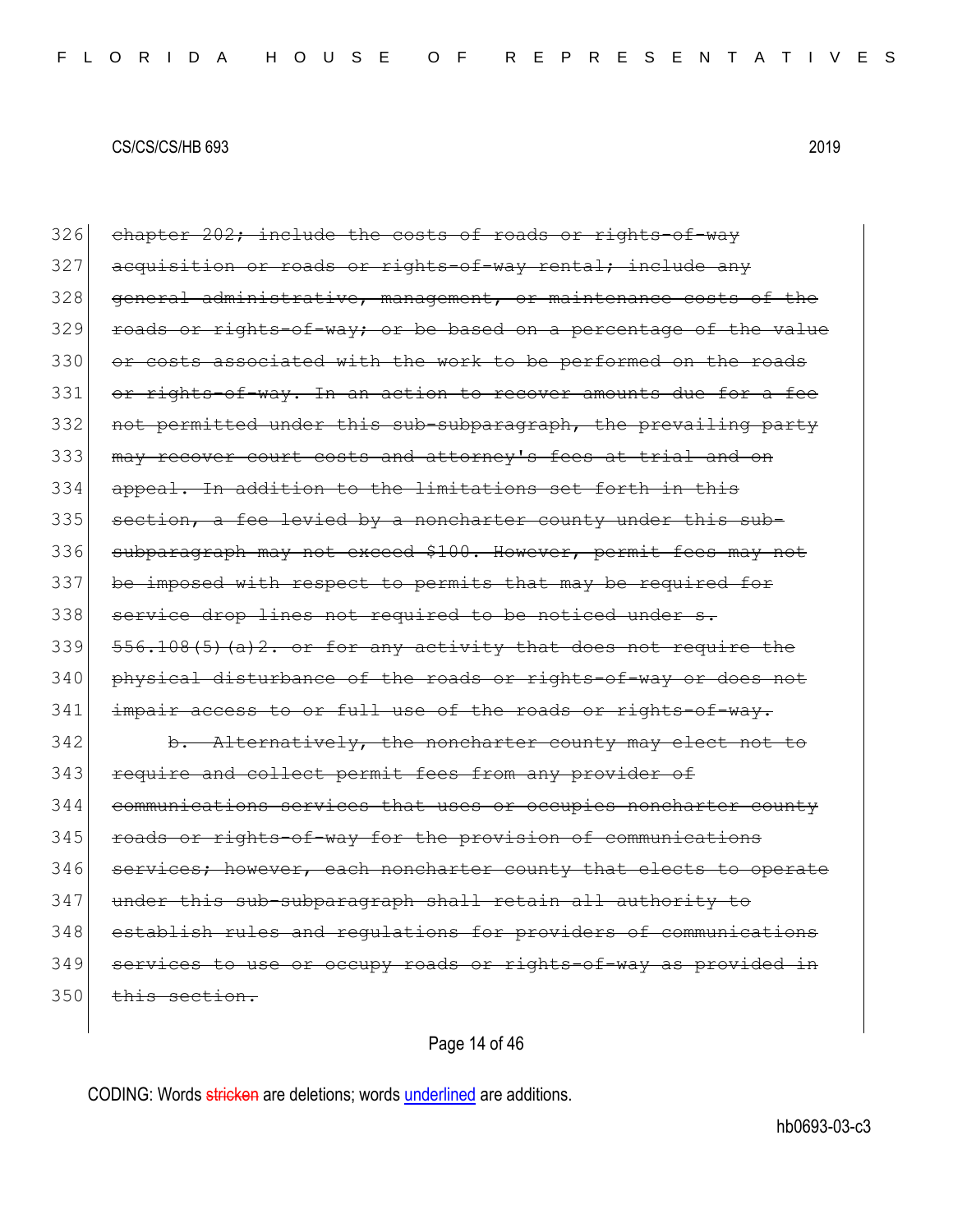326 ~~chapter 202; include the costs of roads or rights-of-way~~
327 ~~acquisition or roads or rights-of-way rental; include any~~
328 ~~general administrative, management, or maintenance costs of the~~
329 ~~roads or rights-of-way; or be based on a percentage of the value~~
330 ~~or costs associated with the work to be performed on the roads~~
331 ~~or rights-of-way. In an action to recover amounts due for a fee~~
332 ~~not permitted under this sub-subparagraph, the prevailing party~~
333 ~~may recover court costs and attorney's fees at trial and on~~
334 ~~appeal. In addition to the limitations set forth in this~~
335 ~~section, a fee levied by a noncharter county under this sub-~~
336 ~~subparagraph may not exceed $100. However, permit fees may not~~
337 ~~be imposed with respect to permits that may be required for~~
338 ~~service drop lines not required to be noticed under s.~~
339 ~~556.108(5)(a)2. or for any activity that does not require the~~
340 ~~physical disturbance of the roads or rights-of-way or does not~~
341 ~~impair access to or full use of the roads or rights-of-way.~~
342 ~~b. Alternatively, the noncharter county may elect not to~~
343 ~~require and collect permit fees from any provider of~~
344 ~~communications services that uses or occupies noncharter county~~
345 ~~roads or rights-of-way for the provision of communications~~
346 ~~services; however, each noncharter county that elects to operate~~
347 ~~under this sub-subparagraph shall retain all authority to~~
348 ~~establish rules and regulations for providers of communications~~
349 ~~services to use or occupy roads or rights-of-way as provided in~~
350 ~~this section.~~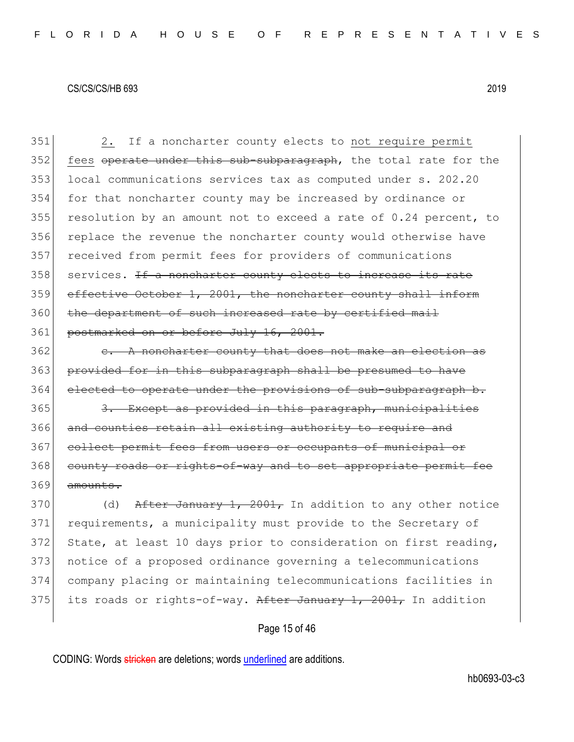351 2. If a noncharter county elects to <u>not require permit</u>
352 <u>fees</u> ~~operate under this sub-subparagraph~~, the total rate for the
353 local communications services tax as computed under s. 202.20
354 for that noncharter county may be increased by ordinance or
355 resolution by an amount not to exceed a rate of 0.24 percent, to
356 replace the revenue the noncharter county would otherwise have
357 received from permit fees for providers of communications
358 services. ~~If a noncharter county elects to increase its rate~~
359 ~~effective October 1, 2001, the noncharter county shall inform~~
360 ~~the department of such increased rate by certified mail~~
361 ~~postmarked on or before July 16, 2001.~~

362 ~~c. A noncharter county that does not make an election as~~
363 ~~provided for in this subparagraph shall be presumed to have~~
364 ~~elected to operate under the provisions of sub-subparagraph b.~~

365 ~~3. Except as provided in this paragraph, municipalities~~
366 ~~and counties retain all existing authority to require and~~
367 ~~collect permit fees from users or occupants of municipal or~~
368 ~~county roads or rights-of-way and to set appropriate permit fee~~
369 ~~amounts.~~

370 (d) ~~After January 1, 2001,~~ In addition to any other notice
371 requirements, a municipality must provide to the Secretary of
372 State, at least 10 days prior to consideration on first reading,
373 notice of a proposed ordinance governing a telecommunications
374 company placing or maintaining telecommunications facilities in
375 its roads or rights-of-way. ~~After January 1, 2001,~~ In addition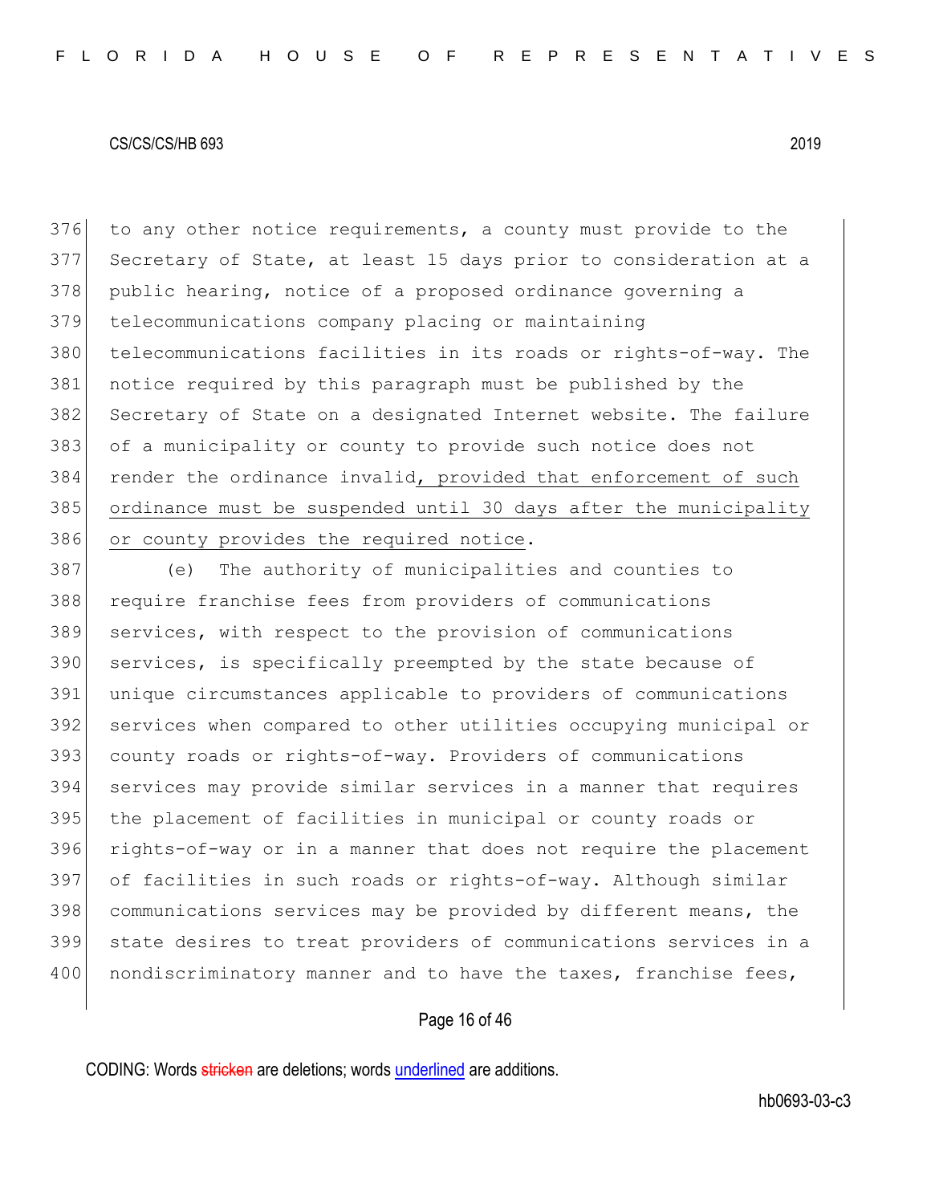376 to any other notice requirements, a county must provide to the
377 Secretary of State, at least 15 days prior to consideration at a
378 public hearing, notice of a proposed ordinance governing a
379 telecommunications company placing or maintaining
380 telecommunications facilities in its roads or rights-of-way. The
381 notice required by this paragraph must be published by the
382 Secretary of State on a designated Internet website. The failure
383 of a municipality or county to provide such notice does not
384 render the ordinance invalid<u>, provided that enforcement of such</u>
385 <u>ordinance must be suspended until 30 days after the municipality</u>
386 <u>or county provides the required notice</u>.

387 (e) The authority of municipalities and counties to
388 require franchise fees from providers of communications
389 services, with respect to the provision of communications
390 services, is specifically preempted by the state because of
391 unique circumstances applicable to providers of communications
392 services when compared to other utilities occupying municipal or
393 county roads or rights-of-way. Providers of communications
394 services may provide similar services in a manner that requires
395 the placement of facilities in municipal or county roads or
396 rights-of-way or in a manner that does not require the placement
397 of facilities in such roads or rights-of-way. Although similar
398 communications services may be provided by different means, the
399 state desires to treat providers of communications services in a
400 nondiscriminatory manner and to have the taxes, franchise fees,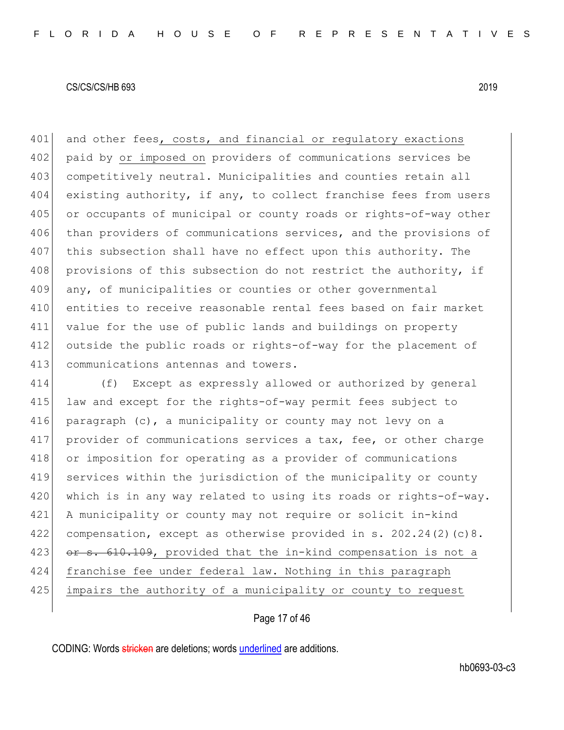and other fees, costs, and financial or regulatory exactions paid by or imposed on providers of communications services be competitively neutral. Municipalities and counties retain all existing authority, if any, to collect franchise fees from users or occupants of municipal or county roads or rights-of-way other than providers of communications services, and the provisions of this subsection shall have no effect upon this authority. The provisions of this subsection do not restrict the authority, if any, of municipalities or counties or other governmental entities to receive reasonable rental fees based on fair market value for the use of public lands and buildings on property outside the public roads or rights-of-way for the placement of communications antennas and towers.

(f) Except as expressly allowed or authorized by general law and except for the rights-of-way permit fees subject to paragraph (c), a municipality or county may not levy on a provider of communications services a tax, fee, or other charge or imposition for operating as a provider of communications services within the jurisdiction of the municipality or county which is in any way related to using its roads or rights-of-way. A municipality or county may not require or solicit in-kind compensation, except as otherwise provided in s. 202.24(2)(c)8. ~~or s. 610.109~~, provided that the in-kind compensation is not a franchise fee under federal law. Nothing in this paragraph impairs the authority of a municipality or county to request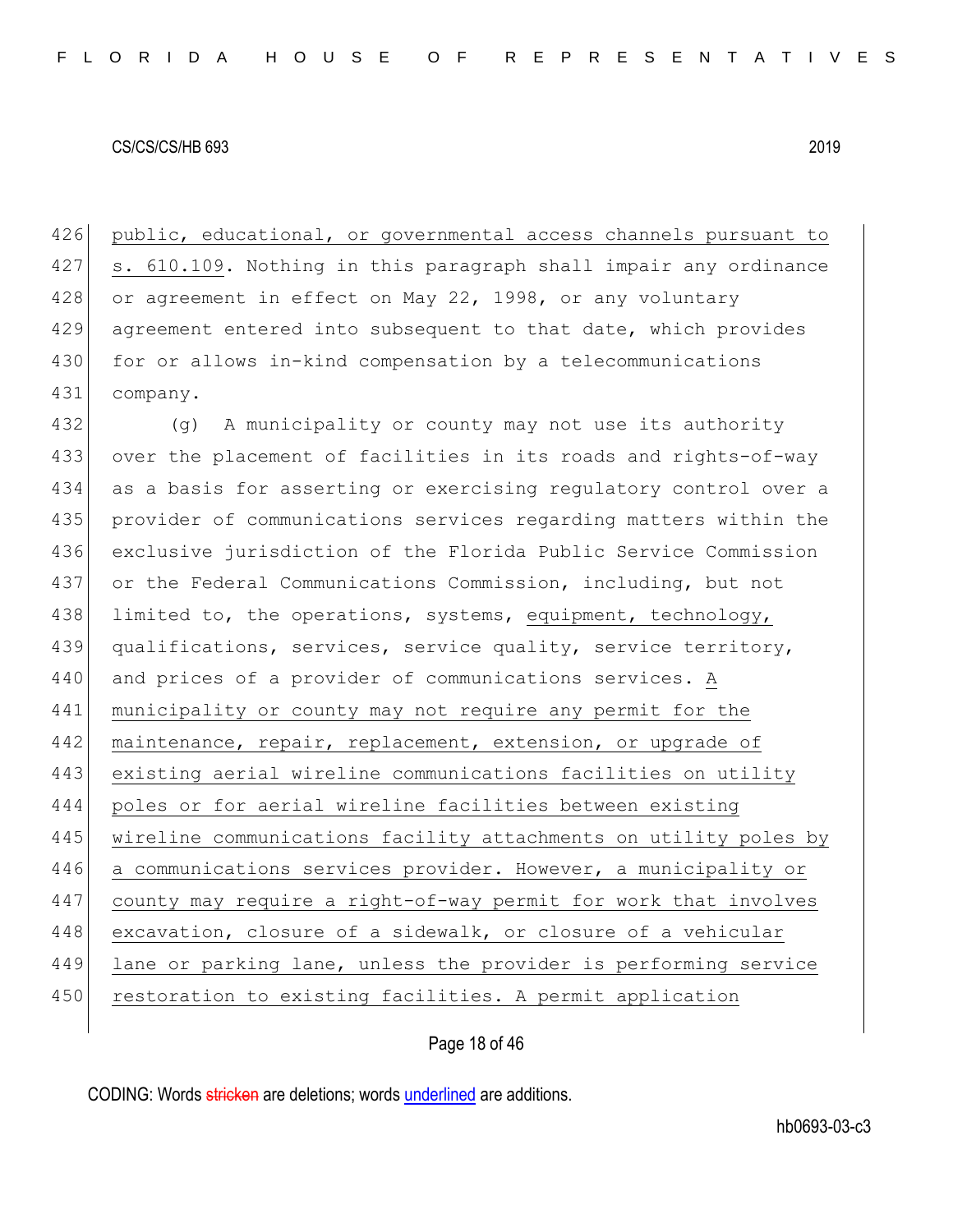public, educational, or governmental access channels pursuant to s. 610.109. Nothing in this paragraph shall impair any ordinance or agreement in effect on May 22, 1998, or any voluntary agreement entered into subsequent to that date, which provides for or allows in-kind compensation by a telecommunications company.

(g) A municipality or county may not use its authority over the placement of facilities in its roads and rights-of-way as a basis for asserting or exercising regulatory control over a provider of communications services regarding matters within the exclusive jurisdiction of the Florida Public Service Commission or the Federal Communications Commission, including, but not limited to, the operations, systems, equipment, technology, qualifications, services, service quality, service territory, and prices of a provider of communications services. A municipality or county may not require any permit for the maintenance, repair, replacement, extension, or upgrade of existing aerial wireline communications facilities on utility poles or for aerial wireline facilities between existing wireline communications facility attachments on utility poles by a communications services provider. However, a municipality or county may require a right-of-way permit for work that involves excavation, closure of a sidewalk, or closure of a vehicular lane or parking lane, unless the provider is performing service restoration to existing facilities. A permit application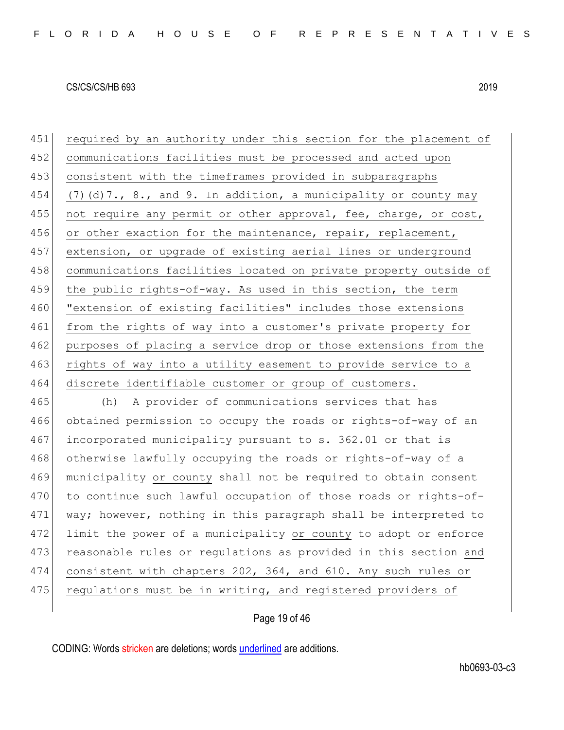451 required by an authority under this section for the placement of
452 communications facilities must be processed and acted upon
453 consistent with the timeframes provided in subparagraphs
454 (7)(d)7., 8., and 9. In addition, a municipality or county may
455 not require any permit or other approval, fee, charge, or cost,
456 or other exaction for the maintenance, repair, replacement,
457 extension, or upgrade of existing aerial lines or underground
458 communications facilities located on private property outside of
459 the public rights-of-way. As used in this section, the term
460 "extension of existing facilities" includes those extensions
461 from the rights of way into a customer's private property for
462 purposes of placing a service drop or those extensions from the
463 rights of way into a utility easement to provide service to a
464 discrete identifiable customer or group of customers.

465 (h) A provider of communications services that has
466 obtained permission to occupy the roads or rights-of-way of an
467 incorporated municipality pursuant to s. 362.01 or that is
468 otherwise lawfully occupying the roads or rights-of-way of a
469 municipality or county shall not be required to obtain consent
470 to continue such lawful occupation of those roads or rights-of-
471 way; however, nothing in this paragraph shall be interpreted to
472 limit the power of a municipality or county to adopt or enforce
473 reasonable rules or regulations as provided in this section and
474 consistent with chapters 202, 364, and 610. Any such rules or
475 regulations must be in writing, and registered providers of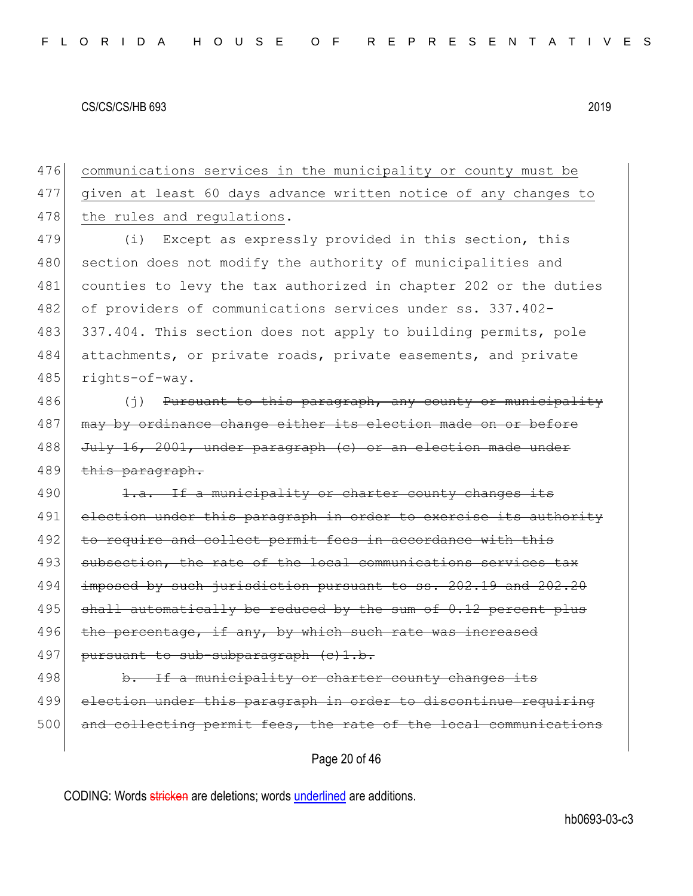476 <u>communications services in the municipality or county must be</u>
477 <u>given at least 60 days advance written notice of any changes to</u>
478 <u>the rules and regulations</u>.

479 (i) Except as expressly provided in this section, this
480 section does not modify the authority of municipalities and
481 counties to levy the tax authorized in chapter 202 or the duties
482 of providers of communications services under ss. 337.402-
483 337.404. This section does not apply to building permits, pole
484 attachments, or private roads, private easements, and private
485 rights-of-way.

486 (j) ~~Pursuant to this paragraph, any county or municipality~~
487 ~~may by ordinance change either its election made on or before~~
488 ~~July 16, 2001, under paragraph (c) or an election made under~~
489 ~~this paragraph.~~

490 ~~1.a. If a municipality or charter county changes its~~
491 ~~election under this paragraph in order to exercise its authority~~
492 ~~to require and collect permit fees in accordance with this~~
493 ~~subsection, the rate of the local communications services tax~~
494 ~~imposed by such jurisdiction pursuant to ss. 202.19 and 202.20~~
495 ~~shall automatically be reduced by the sum of 0.12 percent plus~~
496 ~~the percentage, if any, by which such rate was increased~~
497 ~~pursuant to sub-subparagraph (c)1.b.~~

498 ~~b. If a municipality or charter county changes its~~
499 ~~election under this paragraph in order to discontinue requiring~~
500 ~~and collecting permit fees, the rate of the local communications~~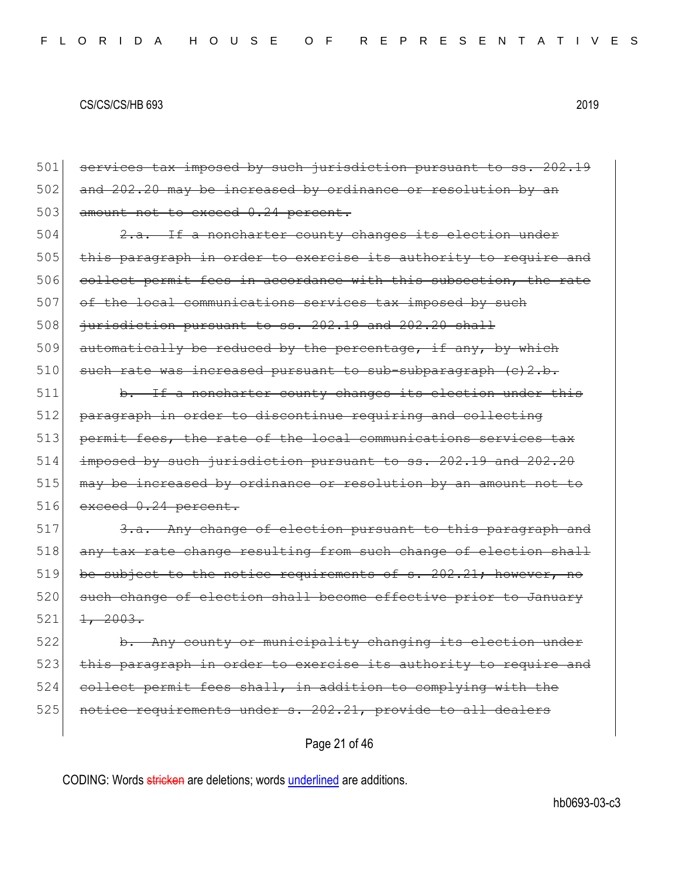CS/CS/CS/HB 693 2019

501 ~~services tax imposed by such jurisdiction pursuant to ss. 202.19~~
502 ~~and 202.20 may be increased by ordinance or resolution by an~~
503 ~~amount not to exceed 0.24 percent.~~

504 ~~2.a. If a noncharter county changes its election under~~
505 ~~this paragraph in order to exercise its authority to require and~~
506 ~~collect permit fees in accordance with this subsection, the rate~~
507 ~~of the local communications services tax imposed by such~~
508 ~~jurisdiction pursuant to ss. 202.19 and 202.20 shall~~
509 ~~automatically be reduced by the percentage, if any, by which~~
510 ~~such rate was increased pursuant to sub-subparagraph (c)2.b.~~

511 ~~b. If a noncharter county changes its election under this~~
512 ~~paragraph in order to discontinue requiring and collecting~~
513 ~~permit fees, the rate of the local communications services tax~~
514 ~~imposed by such jurisdiction pursuant to ss. 202.19 and 202.20~~
515 ~~may be increased by ordinance or resolution by an amount not to~~
516 ~~exceed 0.24 percent.~~

517 ~~3.a. Any change of election pursuant to this paragraph and~~
518 ~~any tax rate change resulting from such change of election shall~~
519 ~~be subject to the notice requirements of s. 202.21; however, no~~
520 ~~such change of election shall become effective prior to January~~
521 ~~1, 2003.~~

522 ~~b. Any county or municipality changing its election under~~
523 ~~this paragraph in order to exercise its authority to require and~~
524 ~~collect permit fees shall, in addition to complying with the~~
525 ~~notice requirements under s. 202.21, provide to all dealers~~

CODING: Words ~~stricken~~ are deletions; words underlined are additions.

hb0693-03-c3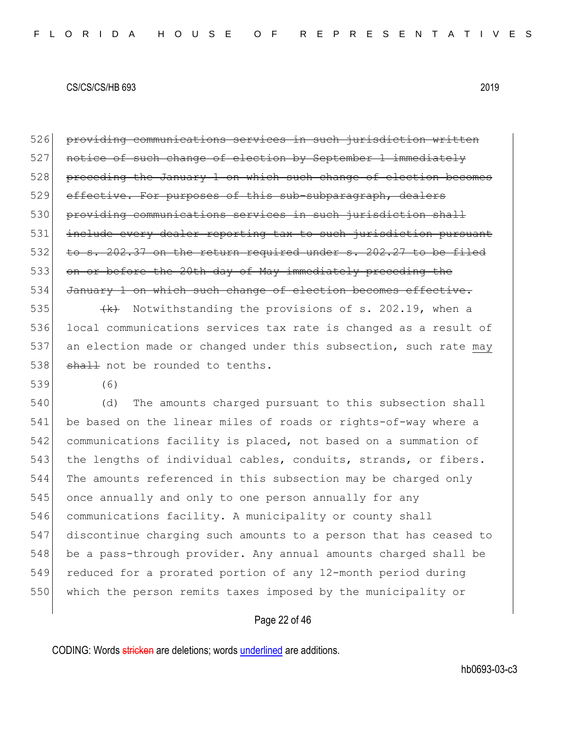526 ~~providing communications services in such jurisdiction written~~
527 ~~notice of such change of election by September 1 immediately~~
528 ~~preceding the January 1 on which such change of election becomes~~
529 ~~effective. For purposes of this sub-subparagraph, dealers~~
530 ~~providing communications services in such jurisdiction shall~~
531 ~~include every dealer reporting tax to such jurisdiction pursuant~~
532 ~~to s. 202.37 on the return required under s. 202.27 to be filed~~
533 ~~on or before the 20th day of May immediately preceding the~~
534 ~~January 1 on which such change of election becomes effective.~~

535 ~~(k)~~ Notwithstanding the provisions of s. 202.19, when a
536 local communications services tax rate is changed as a result of
537 an election made or changed under this subsection, such rate <u>may</u>
538 ~~shall~~ not be rounded to tenths.

539 (6)

540 (d) The amounts charged pursuant to this subsection shall
541 be based on the linear miles of roads or rights-of-way where a
542 communications facility is placed, not based on a summation of
543 the lengths of individual cables, conduits, strands, or fibers.
544 The amounts referenced in this subsection may be charged only
545 once annually and only to one person annually for any
546 communications facility. A municipality or county shall
547 discontinue charging such amounts to a person that has ceased to
548 be a pass-through provider. Any annual amounts charged shall be
549 reduced for a prorated portion of any 12-month period during
550 which the person remits taxes imposed by the municipality or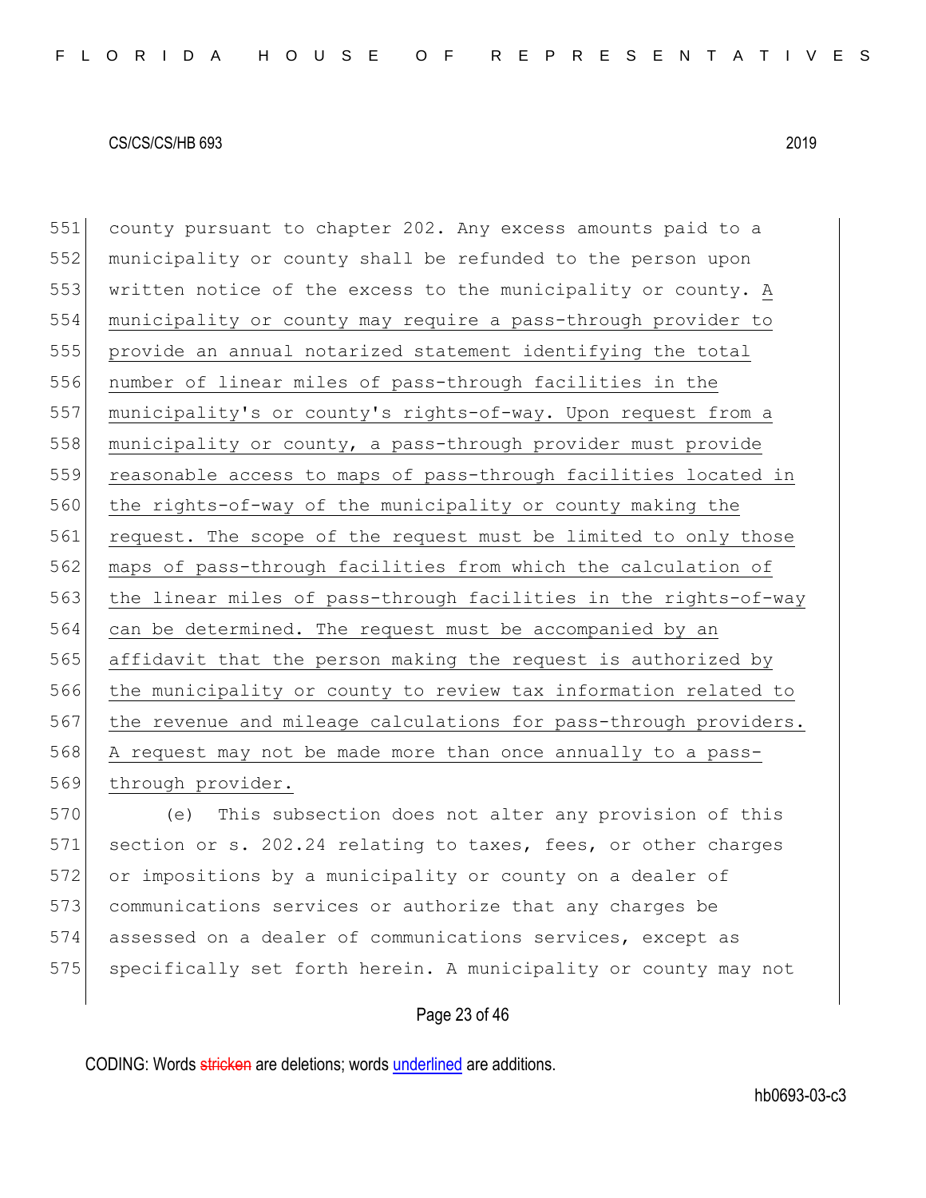county pursuant to chapter 202. Any excess amounts paid to a municipality or county shall be refunded to the person upon written notice of the excess to the municipality or county. A municipality or county may require a pass-through provider to provide an annual notarized statement identifying the total number of linear miles of pass-through facilities in the municipality's or county's rights-of-way. Upon request from a municipality or county, a pass-through provider must provide reasonable access to maps of pass-through facilities located in the rights-of-way of the municipality or county making the request. The scope of the request must be limited to only those maps of pass-through facilities from which the calculation of the linear miles of pass-through facilities in the rights-of-way can be determined. The request must be accompanied by an affidavit that the person making the request is authorized by the municipality or county to review tax information related to the revenue and mileage calculations for pass-through providers. A request may not be made more than once annually to a pass-through provider.

(e) This subsection does not alter any provision of this section or s. 202.24 relating to taxes, fees, or other charges or impositions by a municipality or county on a dealer of communications services or authorize that any charges be assessed on a dealer of communications services, except as specifically set forth herein. A municipality or county may not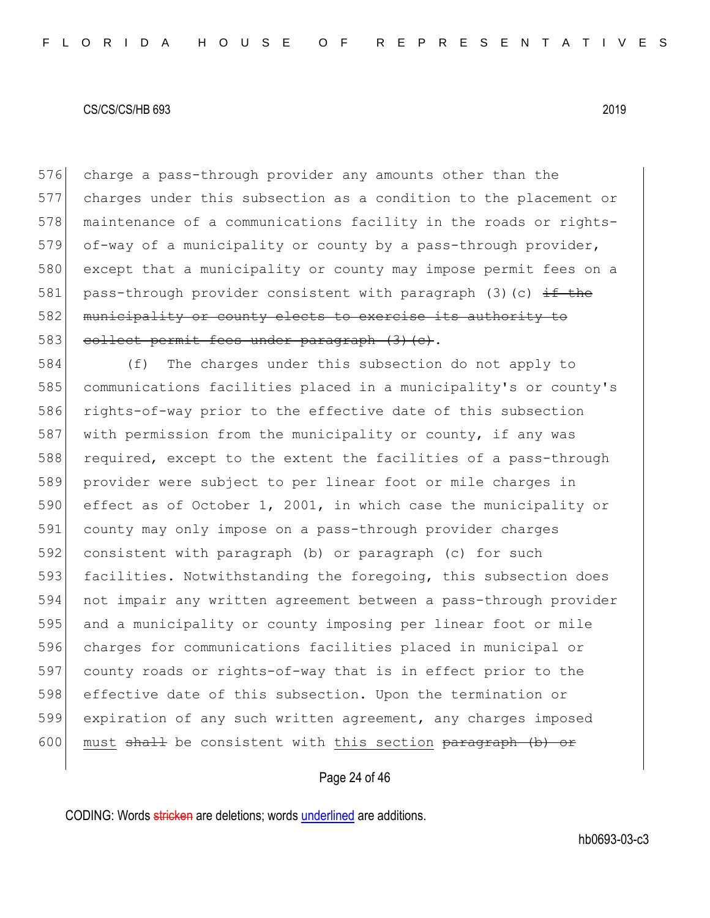charge a pass-through provider any amounts other than the charges under this subsection as a condition to the placement or maintenance of a communications facility in the roads or rights-of-way of a municipality or county by a pass-through provider, except that a municipality or county may impose permit fees on a pass-through provider consistent with paragraph (3)(c) ~~if the municipality or county elects to exercise its authority to collect permit fees under paragraph (3)(c)~~.

(f) The charges under this subsection do not apply to communications facilities placed in a municipality's or county's rights-of-way prior to the effective date of this subsection with permission from the municipality or county, if any was required, except to the extent the facilities of a pass-through provider were subject to per linear foot or mile charges in effect as of October 1, 2001, in which case the municipality or county may only impose on a pass-through provider charges consistent with paragraph (b) or paragraph (c) for such facilities. Notwithstanding the foregoing, this subsection does not impair any written agreement between a pass-through provider and a municipality or county imposing per linear foot or mile charges for communications facilities placed in municipal or county roads or rights-of-way that is in effect prior to the effective date of this subsection. Upon the termination or expiration of any such written agreement, any charges imposed <u>must</u> ~~shall~~ be consistent with <u>this section</u> ~~paragraph (b) or~~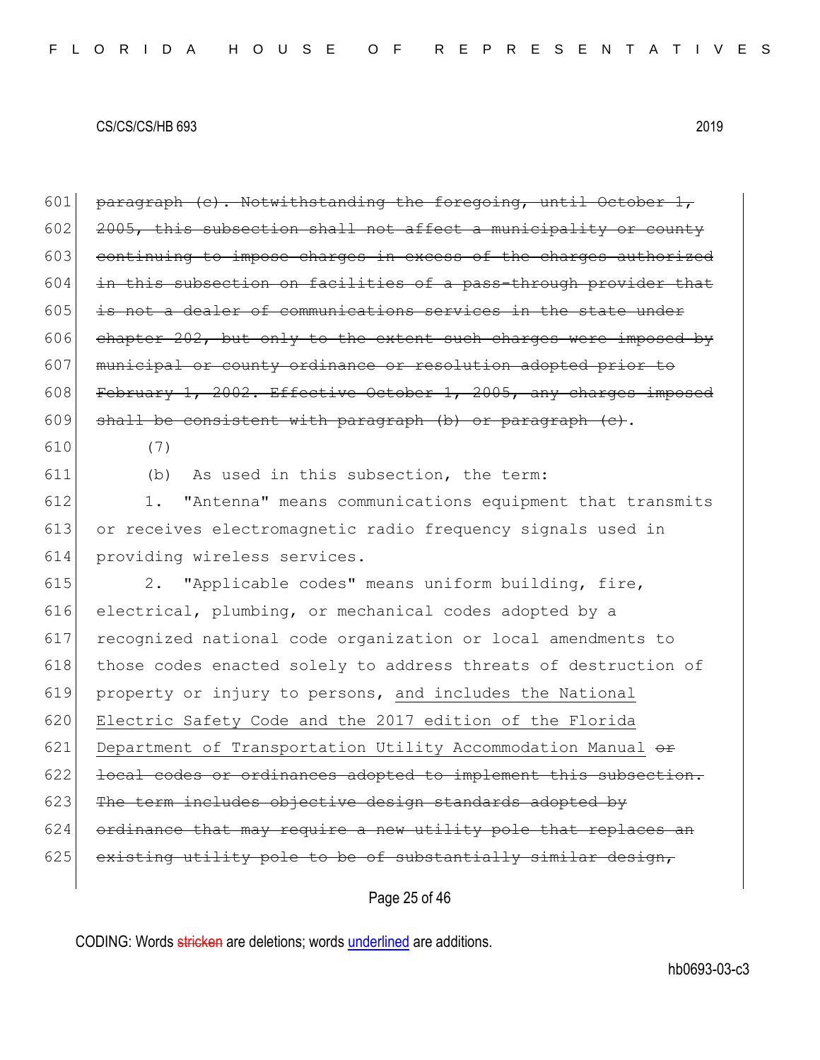~~paragraph (c). Notwithstanding the foregoing, until October 1, 2005, this subsection shall not affect a municipality or county continuing to impose charges in excess of the charges authorized in this subsection on facilities of a pass-through provider that is not a dealer of communications services in the state under chapter 202, but only to the extent such charges were imposed by municipal or county ordinance or resolution adopted prior to February 1, 2002. Effective October 1, 2005, any charges imposed shall be consistent with paragraph (b) or paragraph (c)~~.

(7)

(b) As used in this subsection, the term:

1. "Antenna" means communications equipment that transmits or receives electromagnetic radio frequency signals used in providing wireless services.

2. "Applicable codes" means uniform building, fire, electrical, plumbing, or mechanical codes adopted by a recognized national code organization or local amendments to those codes enacted solely to address threats of destruction of property or injury to persons, <u>and includes the National Electric Safety Code and the 2017 edition of the Florida Department of Transportation Utility Accommodation Manual</u> ~~or local codes or ordinances adopted to implement this subsection. The term includes objective design standards adopted by ordinance that may require a new utility pole that replaces an existing utility pole to be of substantially similar design,~~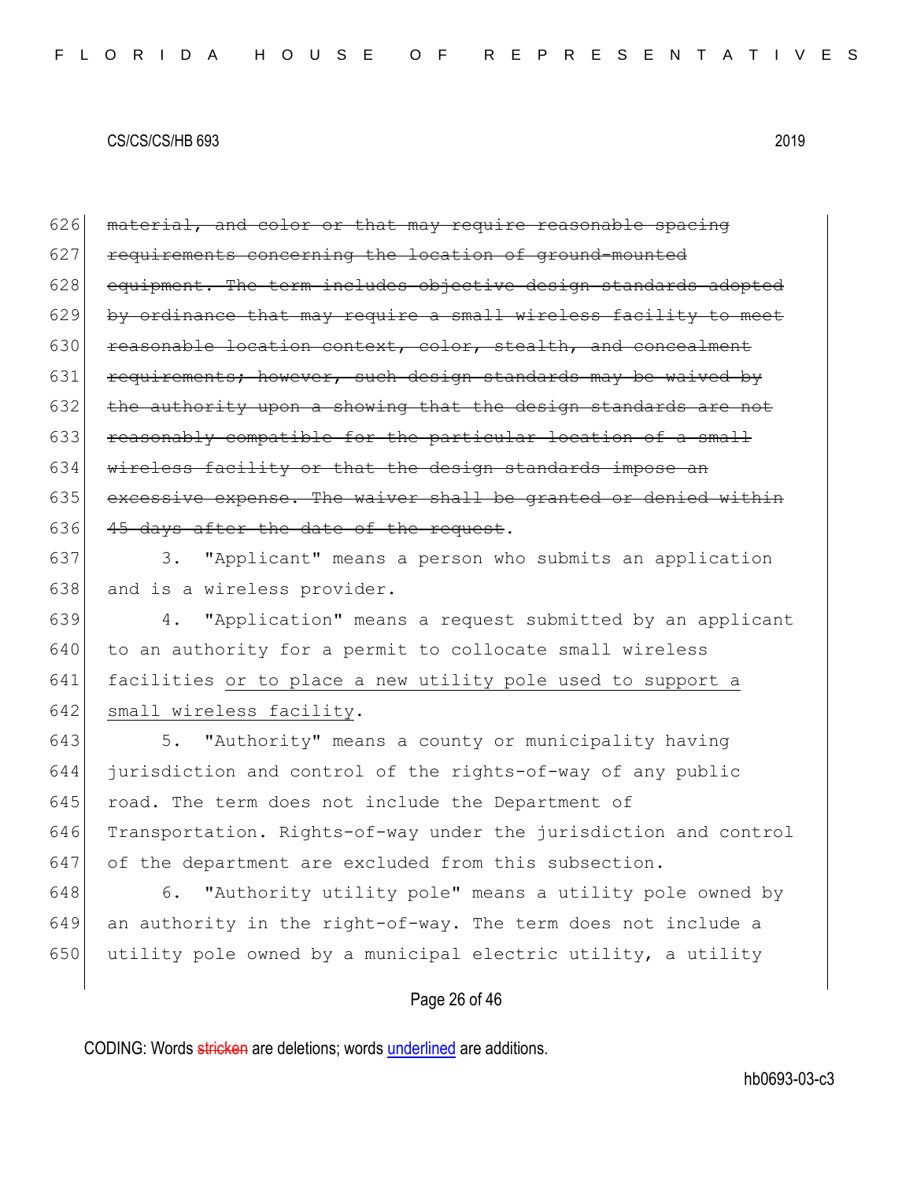626 ~~material, and color or that may require reasonable spacing~~
627 ~~requirements concerning the location of ground-mounted~~
628 ~~equipment. The term includes objective design standards adopted~~
629 ~~by ordinance that may require a small wireless facility to meet~~
630 ~~reasonable location context, color, stealth, and concealment~~
631 ~~requirements; however, such design standards may be waived by~~
632 ~~the authority upon a showing that the design standards are not~~
633 ~~reasonably compatible for the particular location of a small~~
634 ~~wireless facility or that the design standards impose an~~
635 ~~excessive expense. The waiver shall be granted or denied within~~
636 ~~45 days after the date of the request~~.

637 3. "Applicant" means a person who submits an application
638 and is a wireless provider.

639 4. "Application" means a request submitted by an applicant
640 to an authority for a permit to collocate small wireless
641 facilities <u>or to place a new utility pole used to support a</u>
642 <u>small wireless facility</u>.

643 5. "Authority" means a county or municipality having
644 jurisdiction and control of the rights-of-way of any public
645 road. The term does not include the Department of
646 Transportation. Rights-of-way under the jurisdiction and control
647 of the department are excluded from this subsection.

648 6. "Authority utility pole" means a utility pole owned by
649 an authority in the right-of-way. The term does not include a
650 utility pole owned by a municipal electric utility, a utility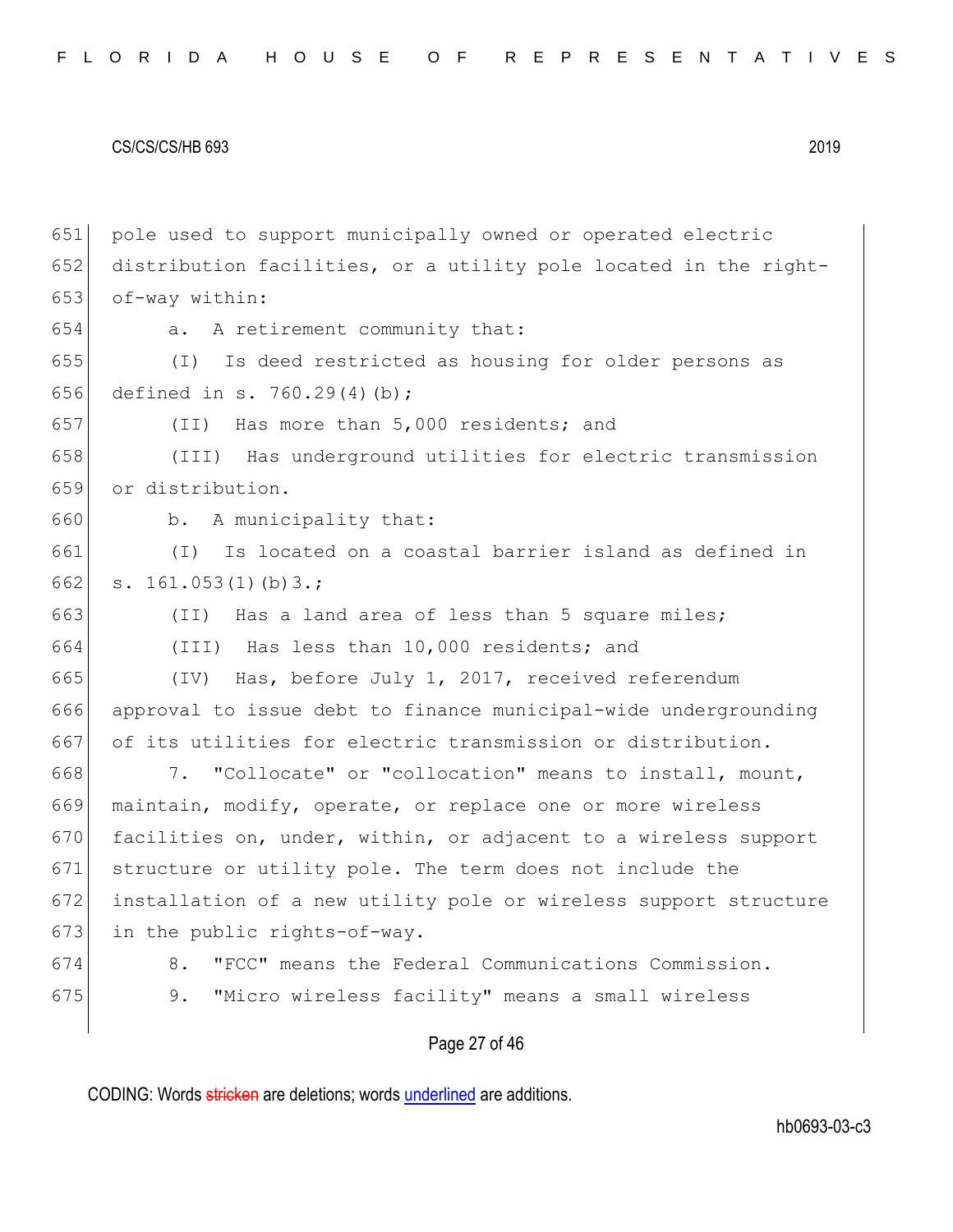pole used to support municipally owned or operated electric distribution facilities, or a utility pole located in the right-of-way within:

a. A retirement community that:

(I) Is deed restricted as housing for older persons as defined in s. 760.29(4)(b);

(II) Has more than 5,000 residents; and

(III) Has underground utilities for electric transmission or distribution.

b. A municipality that:

(I) Is located on a coastal barrier island as defined in s. 161.053(1)(b)3.;

(II) Has a land area of less than 5 square miles;

(III) Has less than 10,000 residents; and

(IV) Has, before July 1, 2017, received referendum approval to issue debt to finance municipal-wide undergrounding of its utilities for electric transmission or distribution.

7. "Collocate" or "collocation" means to install, mount, maintain, modify, operate, or replace one or more wireless facilities on, under, within, or adjacent to a wireless support structure or utility pole. The term does not include the installation of a new utility pole or wireless support structure in the public rights-of-way.

8. "FCC" means the Federal Communications Commission.

9. "Micro wireless facility" means a small wireless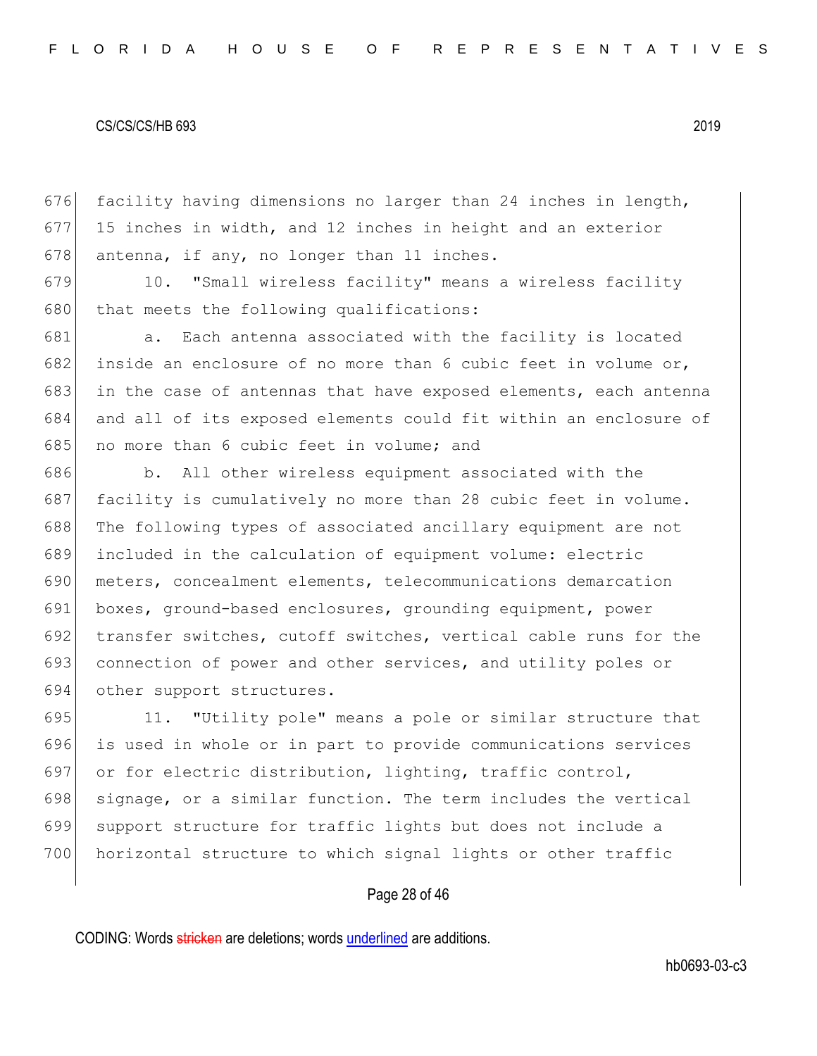facility having dimensions no larger than 24 inches in length, 15 inches in width, and 12 inches in height and an exterior antenna, if any, no longer than 11 inches.

10. "Small wireless facility" means a wireless facility that meets the following qualifications:

a. Each antenna associated with the facility is located inside an enclosure of no more than 6 cubic feet in volume or, in the case of antennas that have exposed elements, each antenna and all of its exposed elements could fit within an enclosure of no more than 6 cubic feet in volume; and

b. All other wireless equipment associated with the facility is cumulatively no more than 28 cubic feet in volume. The following types of associated ancillary equipment are not included in the calculation of equipment volume: electric meters, concealment elements, telecommunications demarcation boxes, ground-based enclosures, grounding equipment, power transfer switches, cutoff switches, vertical cable runs for the connection of power and other services, and utility poles or other support structures.

11. "Utility pole" means a pole or similar structure that is used in whole or in part to provide communications services or for electric distribution, lighting, traffic control, signage, or a similar function. The term includes the vertical support structure for traffic lights but does not include a horizontal structure to which signal lights or other traffic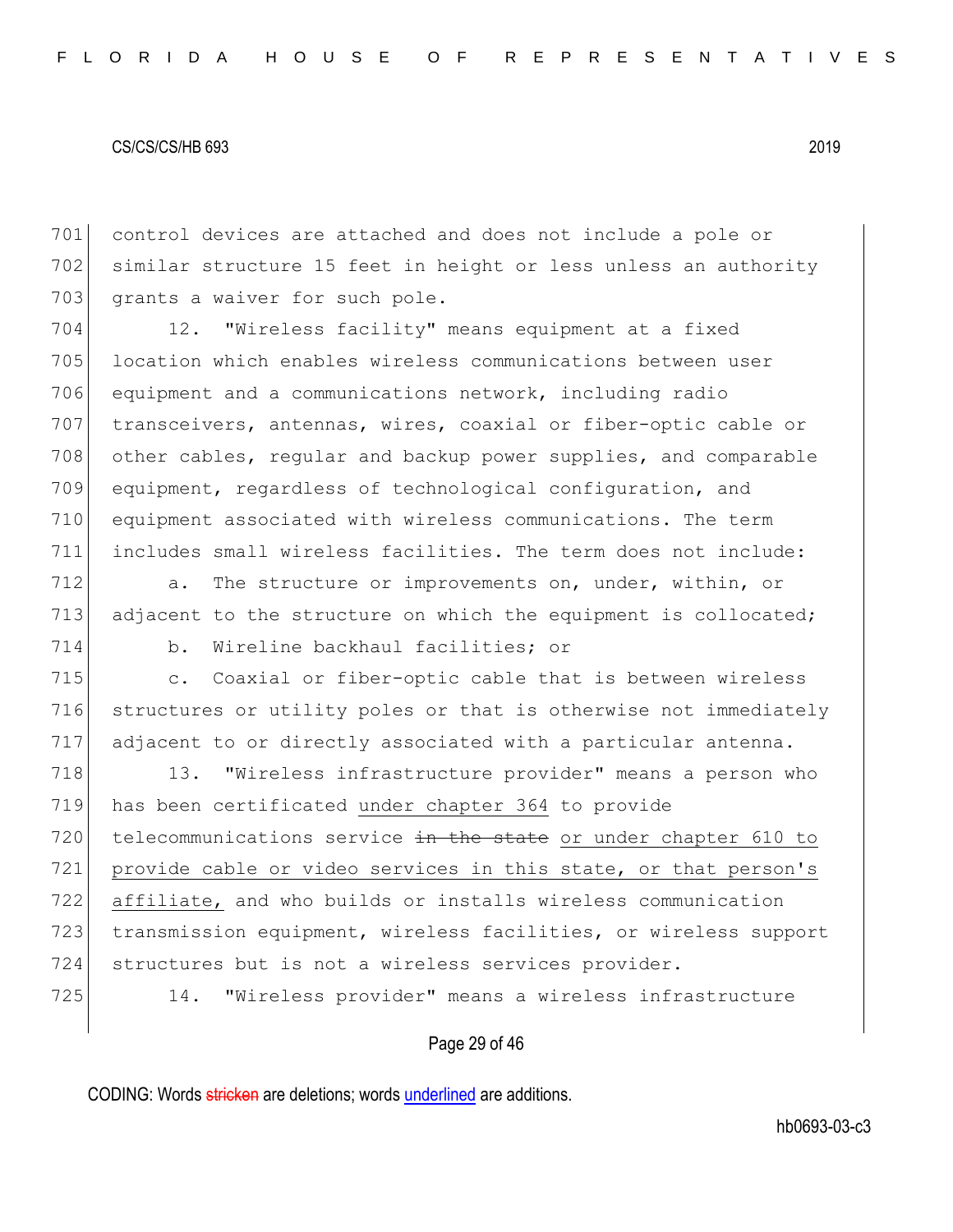control devices are attached and does not include a pole or similar structure 15 feet in height or less unless an authority grants a waiver for such pole.

12. "Wireless facility" means equipment at a fixed location which enables wireless communications between user equipment and a communications network, including radio transceivers, antennas, wires, coaxial or fiber-optic cable or other cables, regular and backup power supplies, and comparable equipment, regardless of technological configuration, and equipment associated with wireless communications. The term includes small wireless facilities. The term does not include:

a. The structure or improvements on, under, within, or adjacent to the structure on which the equipment is collocated;

b. Wireline backhaul facilities; or

c. Coaxial or fiber-optic cable that is between wireless structures or utility poles or that is otherwise not immediately adjacent to or directly associated with a particular antenna.

13. "Wireless infrastructure provider" means a person who has been certificated under chapter 364 to provide telecommunications service ~~in the state~~ or under chapter 610 to provide cable or video services in this state, or that person's affiliate, and who builds or installs wireless communication transmission equipment, wireless facilities, or wireless support structures but is not a wireless services provider.

14. "Wireless provider" means a wireless infrastructure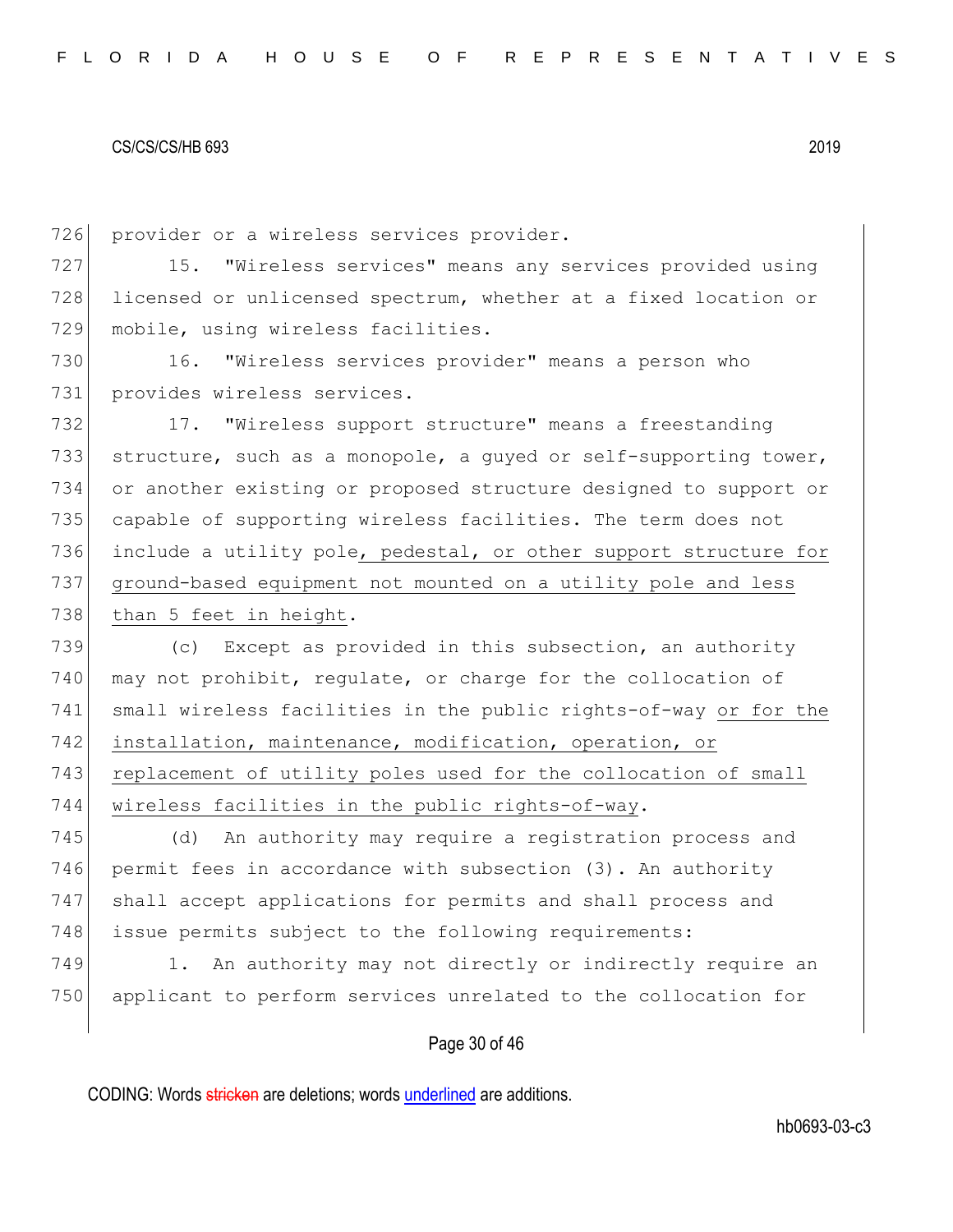provider or a wireless services provider.

15. "Wireless services" means any services provided using licensed or unlicensed spectrum, whether at a fixed location or mobile, using wireless facilities.

16. "Wireless services provider" means a person who provides wireless services.

17. "Wireless support structure" means a freestanding structure, such as a monopole, a guyed or self-supporting tower, or another existing or proposed structure designed to support or capable of supporting wireless facilities. The term does not include a utility pole, pedestal, or other support structure for ground-based equipment not mounted on a utility pole and less than 5 feet in height.

(c) Except as provided in this subsection, an authority may not prohibit, regulate, or charge for the collocation of small wireless facilities in the public rights-of-way or for the installation, maintenance, modification, operation, or replacement of utility poles used for the collocation of small wireless facilities in the public rights-of-way.

(d) An authority may require a registration process and permit fees in accordance with subsection (3). An authority shall accept applications for permits and shall process and issue permits subject to the following requirements:

1. An authority may not directly or indirectly require an applicant to perform services unrelated to the collocation for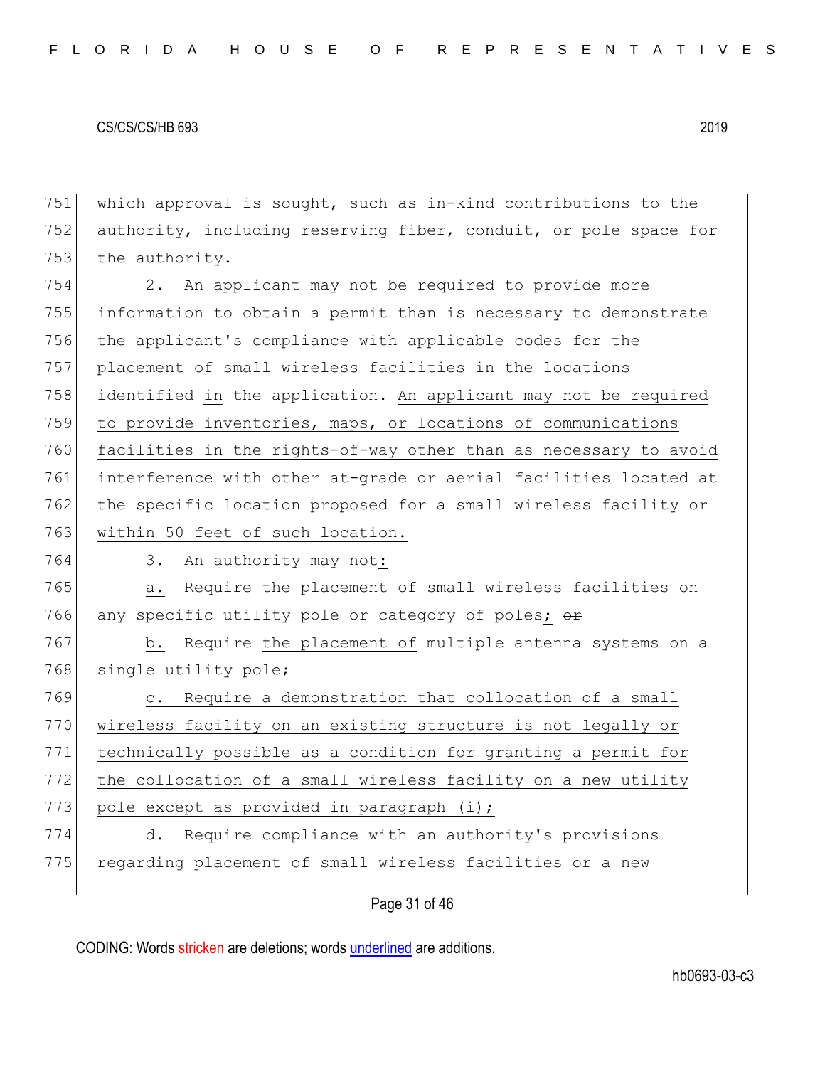751 which approval is sought, such as in-kind contributions to the
752 authority, including reserving fiber, conduit, or pole space for
753 the authority.

754 2. An applicant may not be required to provide more
755 information to obtain a permit than is necessary to demonstrate
756 the applicant's compliance with applicable codes for the
757 placement of small wireless facilities in the locations
758 identified in the application. An applicant may not be required
759 to provide inventories, maps, or locations of communications
760 facilities in the rights-of-way other than as necessary to avoid
761 interference with other at-grade or aerial facilities located at
762 the specific location proposed for a small wireless facility or
763 within 50 feet of such location.

764 3. An authority may not:

765 a. Require the placement of small wireless facilities on
766 any specific utility pole or category of poles; ~~or~~

767 b. Require the placement of multiple antenna systems on a
768 single utility pole;

769 c. Require a demonstration that collocation of a small
770 wireless facility on an existing structure is not legally or
771 technically possible as a condition for granting a permit for
772 the collocation of a small wireless facility on a new utility
773 pole except as provided in paragraph (i);

774 d. Require compliance with an authority's provisions
775 regarding placement of small wireless facilities or a new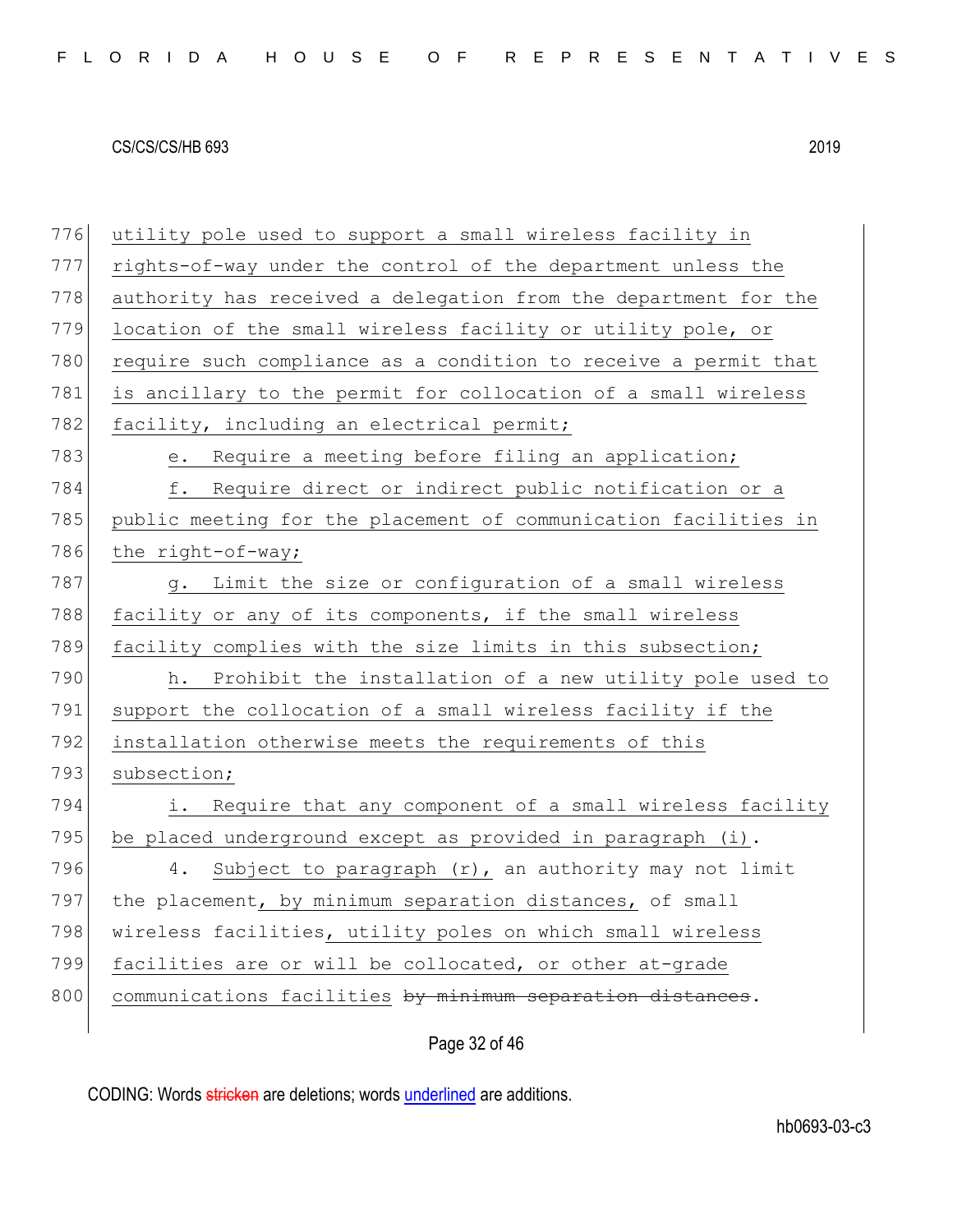utility pole used to support a small wireless facility in rights-of-way under the control of the department unless the authority has received a delegation from the department for the location of the small wireless facility or utility pole, or require such compliance as a condition to receive a permit that is ancillary to the permit for collocation of a small wireless facility, including an electrical permit;

e. Require a meeting before filing an application;

f. Require direct or indirect public notification or a public meeting for the placement of communication facilities in the right-of-way;

g. Limit the size or configuration of a small wireless facility or any of its components, if the small wireless facility complies with the size limits in this subsection;

h. Prohibit the installation of a new utility pole used to support the collocation of a small wireless facility if the installation otherwise meets the requirements of this subsection;

i. Require that any component of a small wireless facility be placed underground except as provided in paragraph (i).

4. Subject to paragraph (r), an authority may not limit the placement, by minimum separation distances, of small wireless facilities, utility poles on which small wireless facilities are or will be collocated, or other at-grade communications facilities ~~by minimum separation distances~~.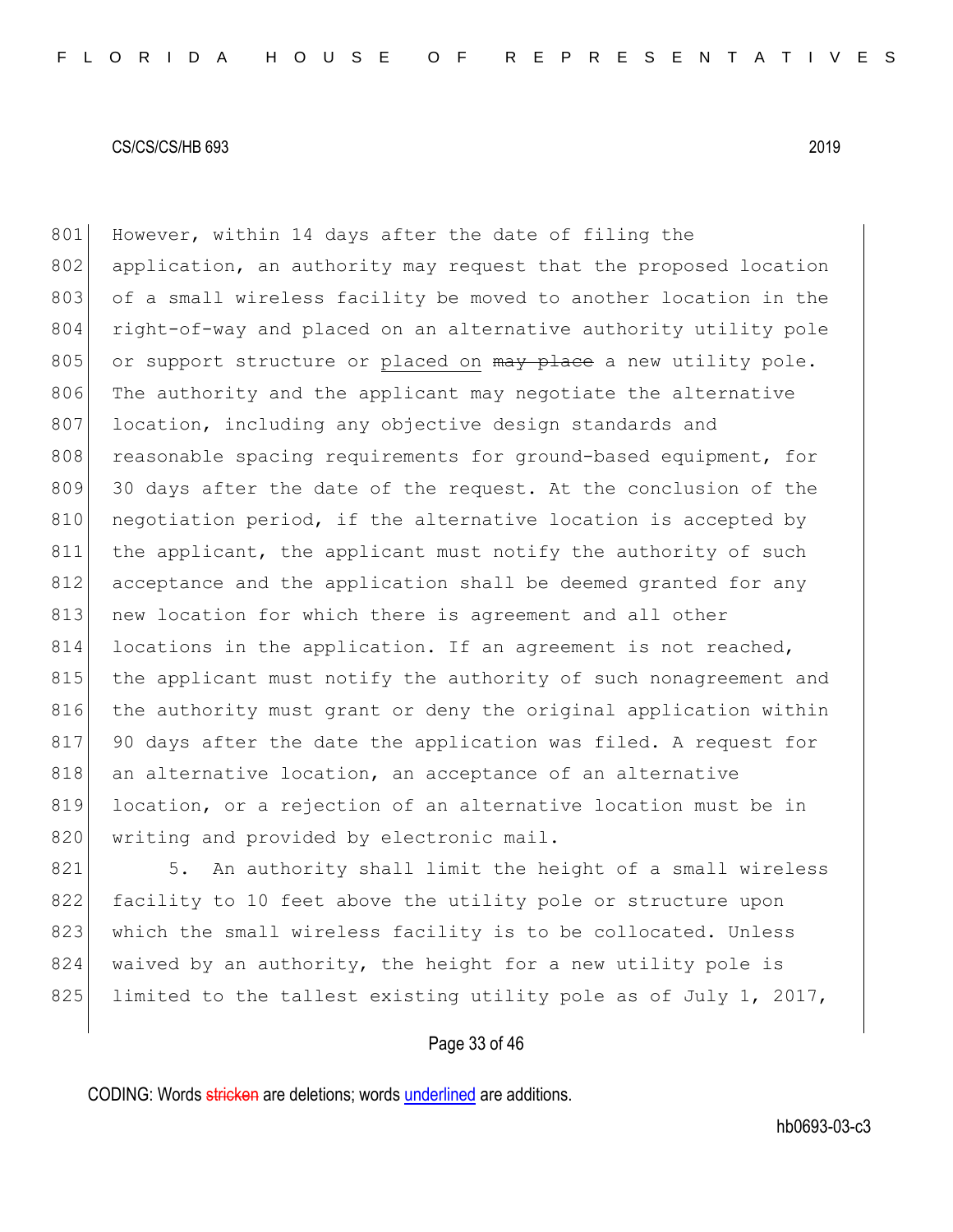However, within 14 days after the date of filing the application, an authority may request that the proposed location of a small wireless facility be moved to another location in the right-of-way and placed on an alternative authority utility pole or support structure or placed on ~~may place~~ a new utility pole. The authority and the applicant may negotiate the alternative location, including any objective design standards and reasonable spacing requirements for ground-based equipment, for 30 days after the date of the request. At the conclusion of the negotiation period, if the alternative location is accepted by the applicant, the applicant must notify the authority of such acceptance and the application shall be deemed granted for any new location for which there is agreement and all other locations in the application. If an agreement is not reached, the applicant must notify the authority of such nonagreement and the authority must grant or deny the original application within 90 days after the date the application was filed. A request for an alternative location, an acceptance of an alternative location, or a rejection of an alternative location must be in writing and provided by electronic mail.

5. An authority shall limit the height of a small wireless facility to 10 feet above the utility pole or structure upon which the small wireless facility is to be collocated. Unless waived by an authority, the height for a new utility pole is limited to the tallest existing utility pole as of July 1, 2017,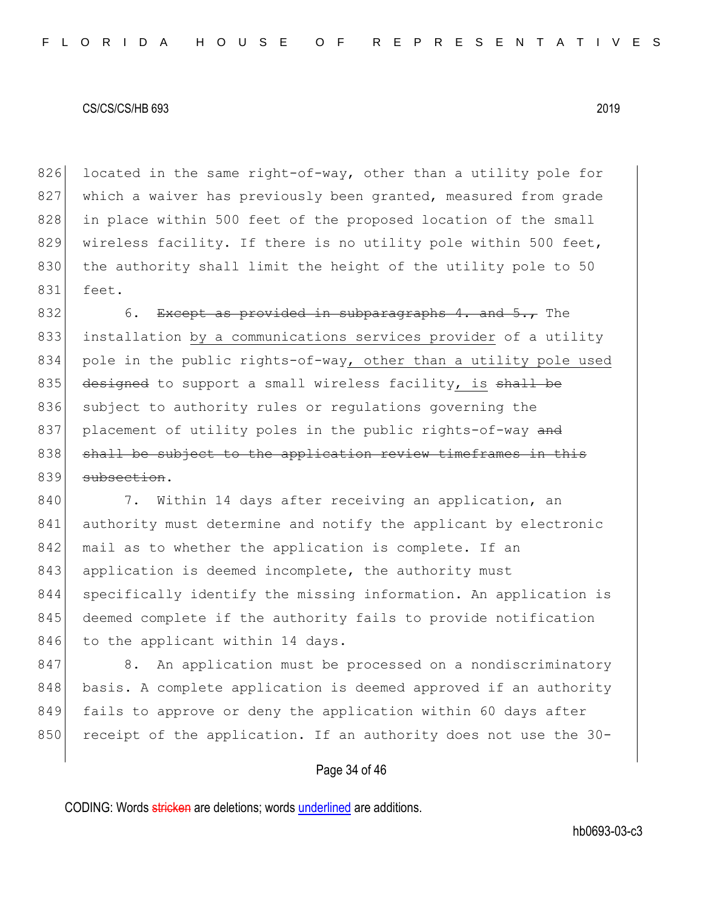located in the same right-of-way, other than a utility pole for which a waiver has previously been granted, measured from grade in place within 500 feet of the proposed location of the small wireless facility. If there is no utility pole within 500 feet, the authority shall limit the height of the utility pole to 50 feet.

6. ~~Except as provided in subparagraphs 4. and 5.,~~ The installation by a communications services provider of a utility pole in the public rights-of-way, other than a utility pole used ~~designed~~ to support a small wireless facility, is ~~shall be~~ subject to authority rules or regulations governing the placement of utility poles in the public rights-of-way ~~and shall be subject to the application review timeframes in this subsection~~.

7. Within 14 days after receiving an application, an authority must determine and notify the applicant by electronic mail as to whether the application is complete. If an application is deemed incomplete, the authority must specifically identify the missing information. An application is deemed complete if the authority fails to provide notification to the applicant within 14 days.

8. An application must be processed on a nondiscriminatory basis. A complete application is deemed approved if an authority fails to approve or deny the application within 60 days after receipt of the application. If an authority does not use the 30-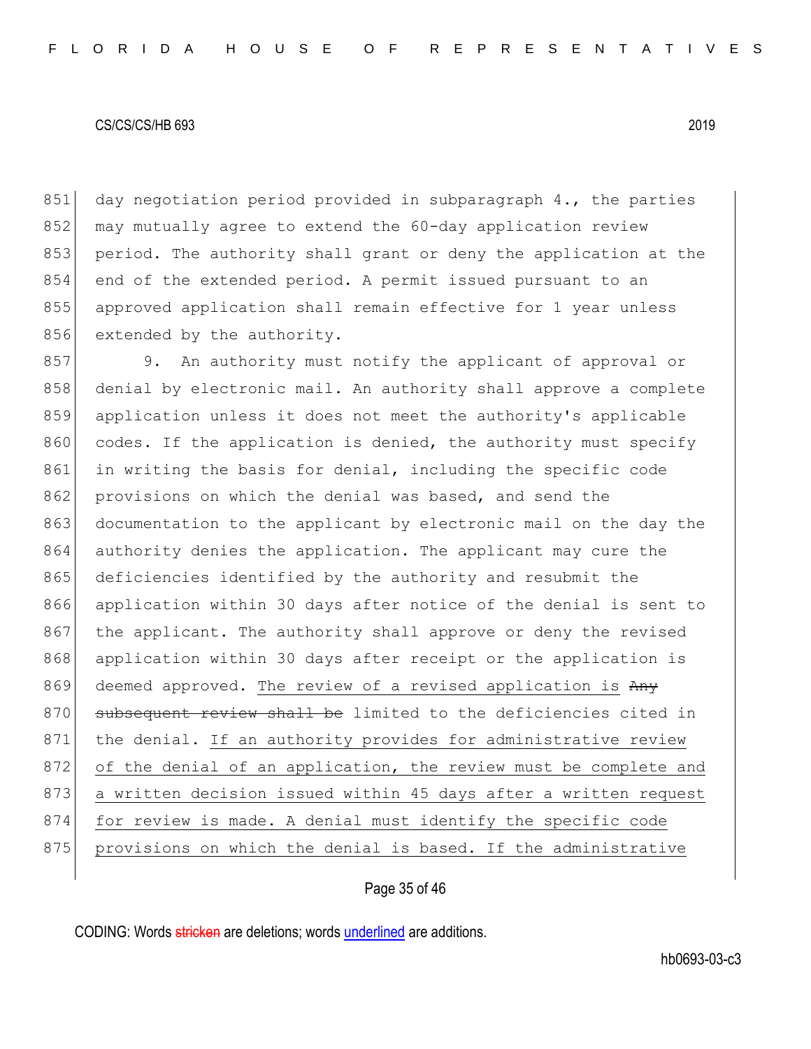day negotiation period provided in subparagraph 4., the parties may mutually agree to extend the 60-day application review period. The authority shall grant or deny the application at the end of the extended period. A permit issued pursuant to an approved application shall remain effective for 1 year unless extended by the authority.

9. An authority must notify the applicant of approval or denial by electronic mail. An authority shall approve a complete application unless it does not meet the authority's applicable codes. If the application is denied, the authority must specify in writing the basis for denial, including the specific code provisions on which the denial was based, and send the documentation to the applicant by electronic mail on the day the authority denies the application. The applicant may cure the deficiencies identified by the authority and resubmit the application within 30 days after notice of the denial is sent to the applicant. The authority shall approve or deny the revised application within 30 days after receipt or the application is deemed approved. The review of a revised application is ~~Any subsequent review shall be~~ limited to the deficiencies cited in the denial. If an authority provides for administrative review of the denial of an application, the review must be complete and a written decision issued within 45 days after a written request for review is made. A denial must identify the specific code provisions on which the denial is based. If the administrative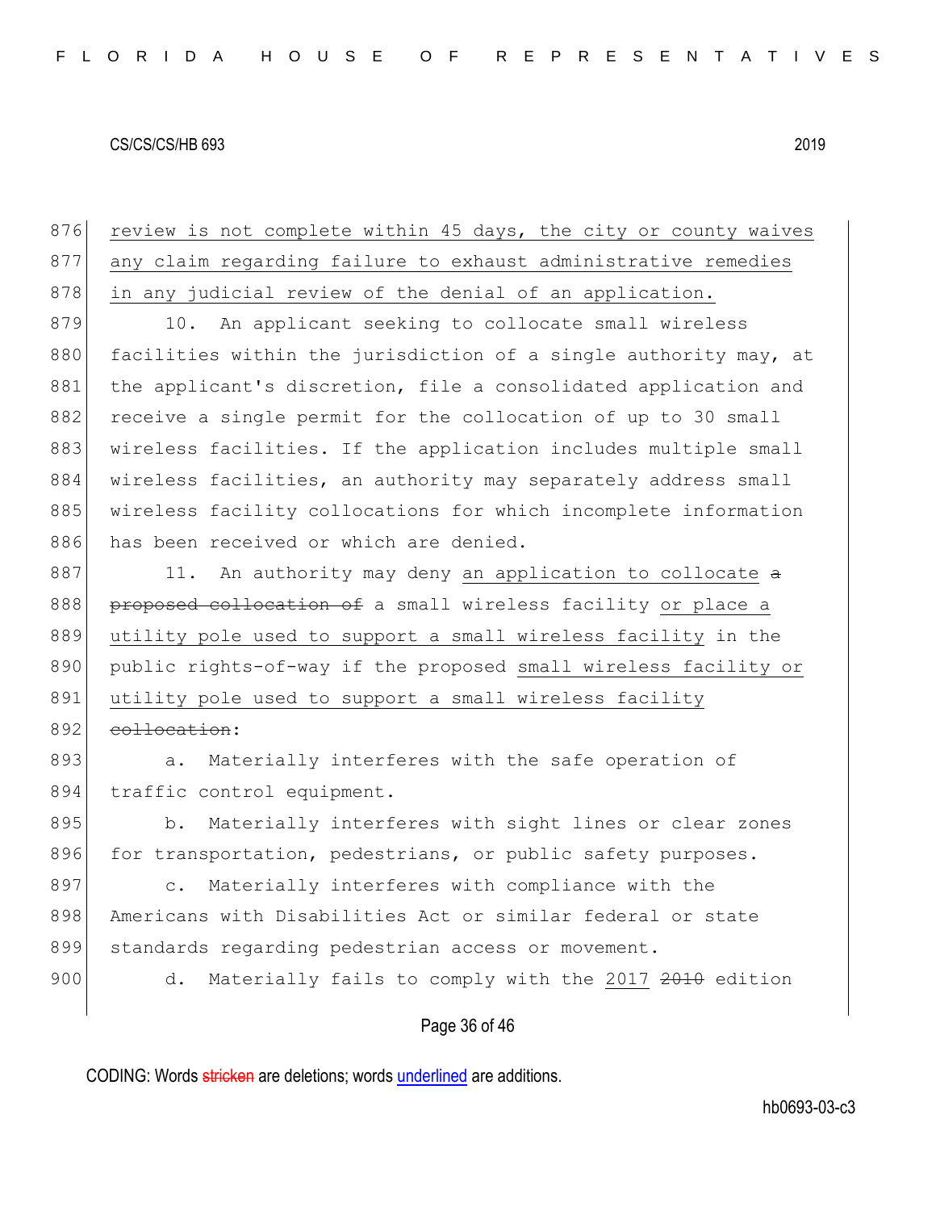review is not complete within 45 days, the city or county waives any claim regarding failure to exhaust administrative remedies in any judicial review of the denial of an application.

10. An applicant seeking to collocate small wireless facilities within the jurisdiction of a single authority may, at the applicant's discretion, file a consolidated application and receive a single permit for the collocation of up to 30 small wireless facilities. If the application includes multiple small wireless facilities, an authority may separately address small wireless facility collocations for which incomplete information has been received or which are denied.

11. An authority may deny an application to collocate ~~a proposed collocation of~~ a small wireless facility or place a utility pole used to support a small wireless facility in the public rights-of-way if the proposed small wireless facility or utility pole used to support a small wireless facility ~~collocation~~:

a. Materially interferes with the safe operation of traffic control equipment.

b. Materially interferes with sight lines or clear zones for transportation, pedestrians, or public safety purposes.

c. Materially interferes with compliance with the Americans with Disabilities Act or similar federal or state standards regarding pedestrian access or movement.

d. Materially fails to comply with the 2017 ~~2010~~ edition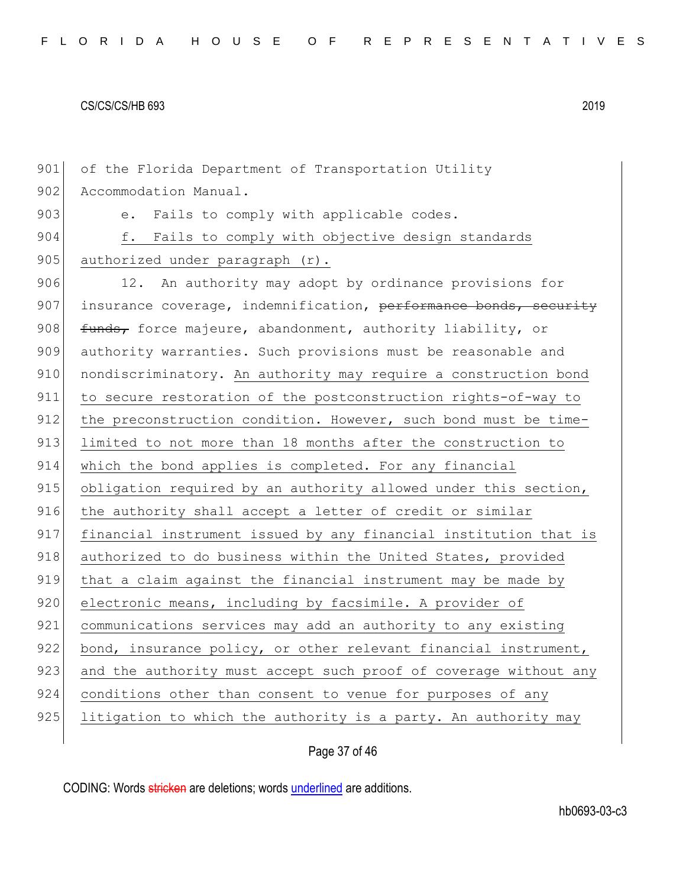of the Florida Department of Transportation Utility Accommodation Manual.

e. Fails to comply with applicable codes.

f. Fails to comply with objective design standards authorized under paragraph (r).

12. An authority may adopt by ordinance provisions for insurance coverage, indemnification, ~~performance bonds, security funds,~~ force majeure, abandonment, authority liability, or authority warranties. Such provisions must be reasonable and nondiscriminatory. An authority may require a construction bond to secure restoration of the postconstruction rights-of-way to the preconstruction condition. However, such bond must be time-limited to not more than 18 months after the construction to which the bond applies is completed. For any financial obligation required by an authority allowed under this section, the authority shall accept a letter of credit or similar financial instrument issued by any financial institution that is authorized to do business within the United States, provided that a claim against the financial instrument may be made by electronic means, including by facsimile. A provider of communications services may add an authority to any existing bond, insurance policy, or other relevant financial instrument, and the authority must accept such proof of coverage without any conditions other than consent to venue for purposes of any litigation to which the authority is a party. An authority may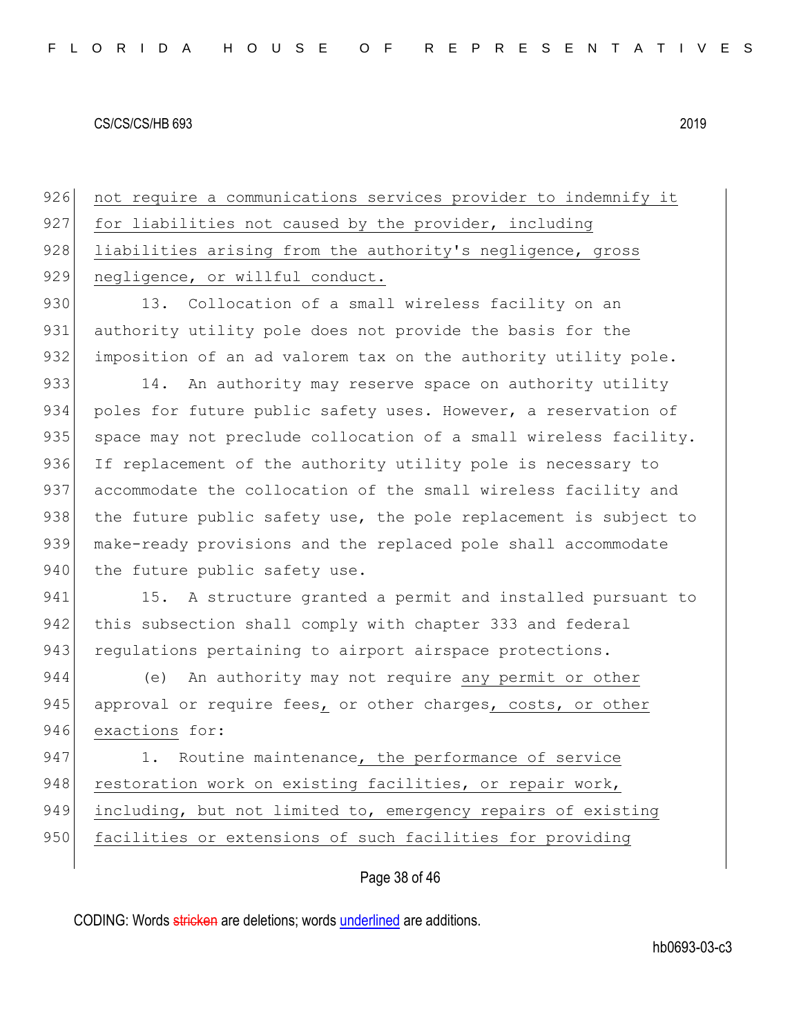926 not require a communications services provider to indemnify it
927 for liabilities not caused by the provider, including
928 liabilities arising from the authority's negligence, gross
929 negligence, or willful conduct.

930 13. Collocation of a small wireless facility on an
931 authority utility pole does not provide the basis for the
932 imposition of an ad valorem tax on the authority utility pole.

933 14. An authority may reserve space on authority utility
934 poles for future public safety uses. However, a reservation of
935 space may not preclude collocation of a small wireless facility.
936 If replacement of the authority utility pole is necessary to
937 accommodate the collocation of the small wireless facility and
938 the future public safety use, the pole replacement is subject to
939 make-ready provisions and the replaced pole shall accommodate
940 the future public safety use.

941 15. A structure granted a permit and installed pursuant to
942 this subsection shall comply with chapter 333 and federal
943 regulations pertaining to airport airspace protections.

944 (e) An authority may not require any permit or other
945 approval or require fees, or other charges, costs, or other
946 exactions for:

947 1. Routine maintenance, the performance of service
948 restoration work on existing facilities, or repair work,
949 including, but not limited to, emergency repairs of existing
950 facilities or extensions of such facilities for providing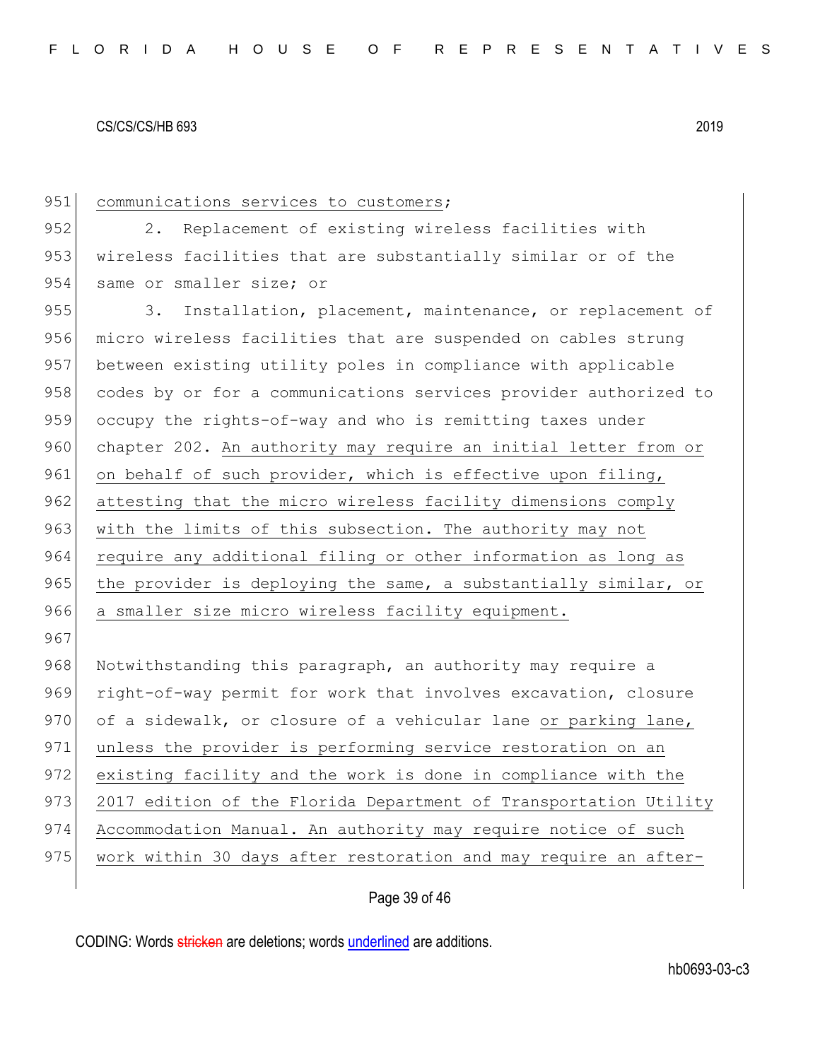communications services to customers;

2. Replacement of existing wireless facilities with wireless facilities that are substantially similar or of the same or smaller size; or

3. Installation, placement, maintenance, or replacement of micro wireless facilities that are suspended on cables strung between existing utility poles in compliance with applicable codes by or for a communications services provider authorized to occupy the rights-of-way and who is remitting taxes under chapter 202. An authority may require an initial letter from or on behalf of such provider, which is effective upon filing, attesting that the micro wireless facility dimensions comply with the limits of this subsection. The authority may not require any additional filing or other information as long as the provider is deploying the same, a substantially similar, or a smaller size micro wireless facility equipment.

Notwithstanding this paragraph, an authority may require a right-of-way permit for work that involves excavation, closure of a sidewalk, or closure of a vehicular lane or parking lane, unless the provider is performing service restoration on an existing facility and the work is done in compliance with the 2017 edition of the Florida Department of Transportation Utility Accommodation Manual. An authority may require notice of such work within 30 days after restoration and may require an after-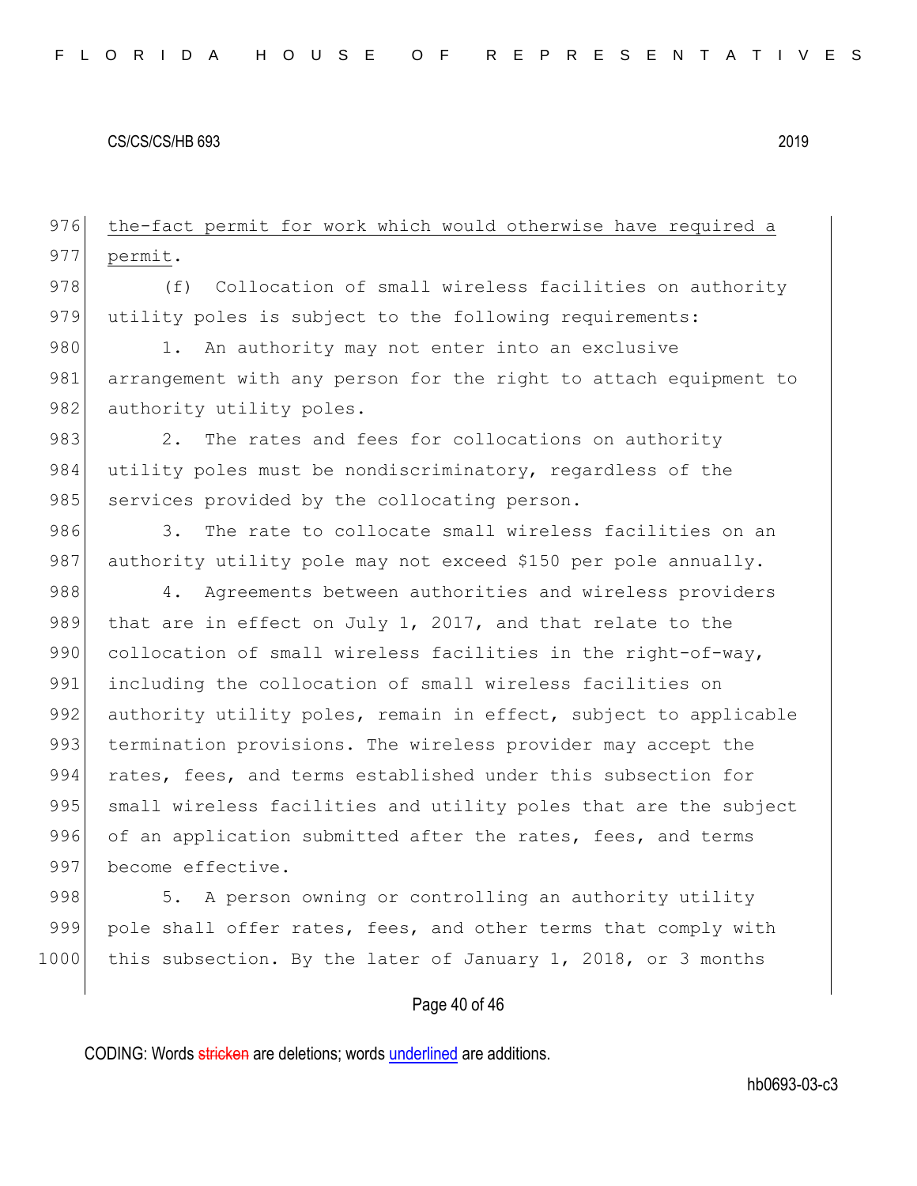the-fact permit for work which would otherwise have required a permit.

(f) Collocation of small wireless facilities on authority utility poles is subject to the following requirements:

1. An authority may not enter into an exclusive arrangement with any person for the right to attach equipment to authority utility poles.

2. The rates and fees for collocations on authority utility poles must be nondiscriminatory, regardless of the services provided by the collocating person.

3. The rate to collocate small wireless facilities on an authority utility pole may not exceed $150 per pole annually.

4. Agreements between authorities and wireless providers that are in effect on July 1, 2017, and that relate to the collocation of small wireless facilities in the right-of-way, including the collocation of small wireless facilities on authority utility poles, remain in effect, subject to applicable termination provisions. The wireless provider may accept the rates, fees, and terms established under this subsection for small wireless facilities and utility poles that are the subject of an application submitted after the rates, fees, and terms become effective.

5. A person owning or controlling an authority utility pole shall offer rates, fees, and other terms that comply with this subsection. By the later of January 1, 2018, or 3 months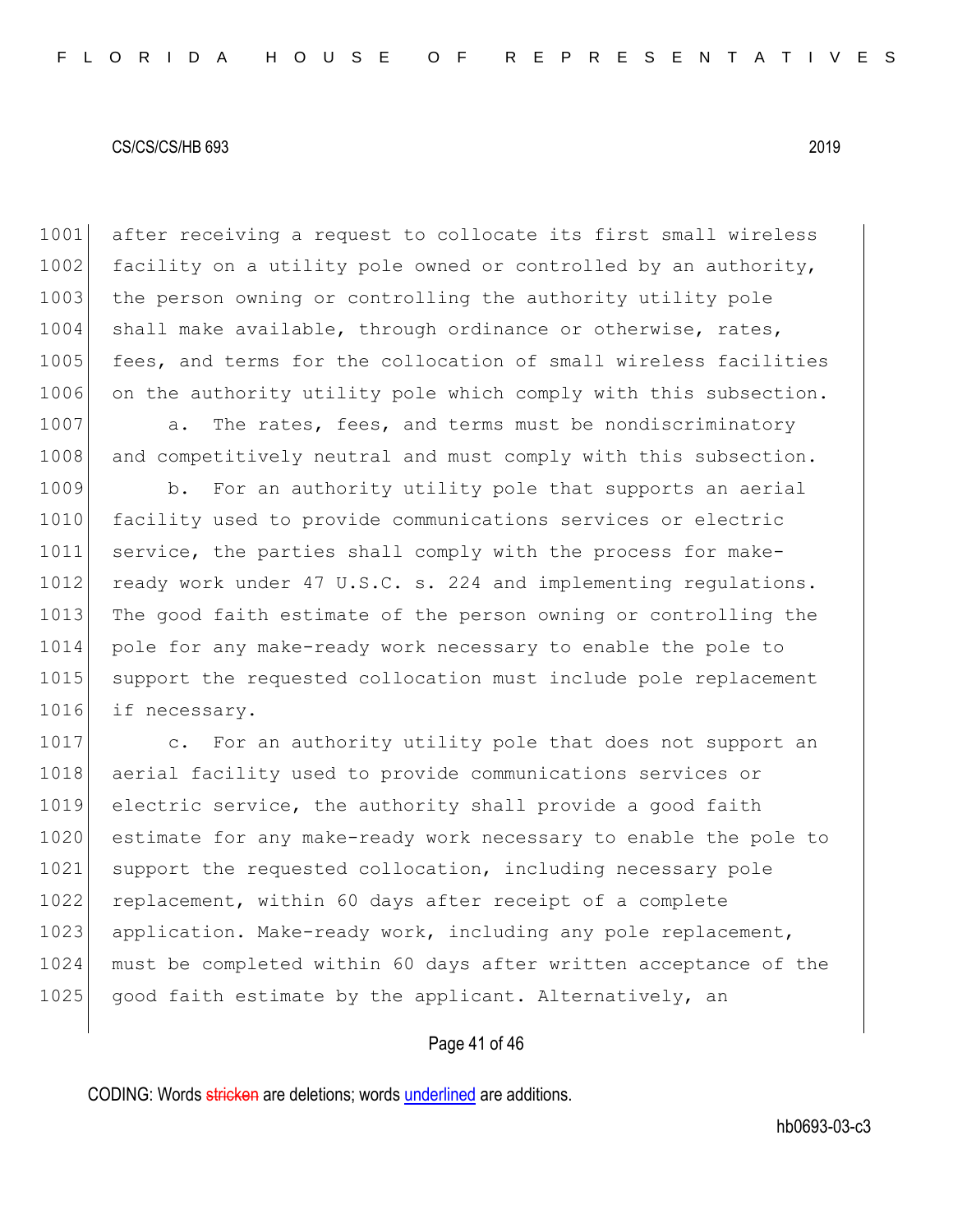after receiving a request to collocate its first small wireless facility on a utility pole owned or controlled by an authority, the person owning or controlling the authority utility pole shall make available, through ordinance or otherwise, rates, fees, and terms for the collocation of small wireless facilities on the authority utility pole which comply with this subsection.

a. The rates, fees, and terms must be nondiscriminatory and competitively neutral and must comply with this subsection.

b. For an authority utility pole that supports an aerial facility used to provide communications services or electric service, the parties shall comply with the process for make-ready work under 47 U.S.C. s. 224 and implementing regulations. The good faith estimate of the person owning or controlling the pole for any make-ready work necessary to enable the pole to support the requested collocation must include pole replacement if necessary.

c. For an authority utility pole that does not support an aerial facility used to provide communications services or electric service, the authority shall provide a good faith estimate for any make-ready work necessary to enable the pole to support the requested collocation, including necessary pole replacement, within 60 days after receipt of a complete application. Make-ready work, including any pole replacement, must be completed within 60 days after written acceptance of the good faith estimate by the applicant. Alternatively, an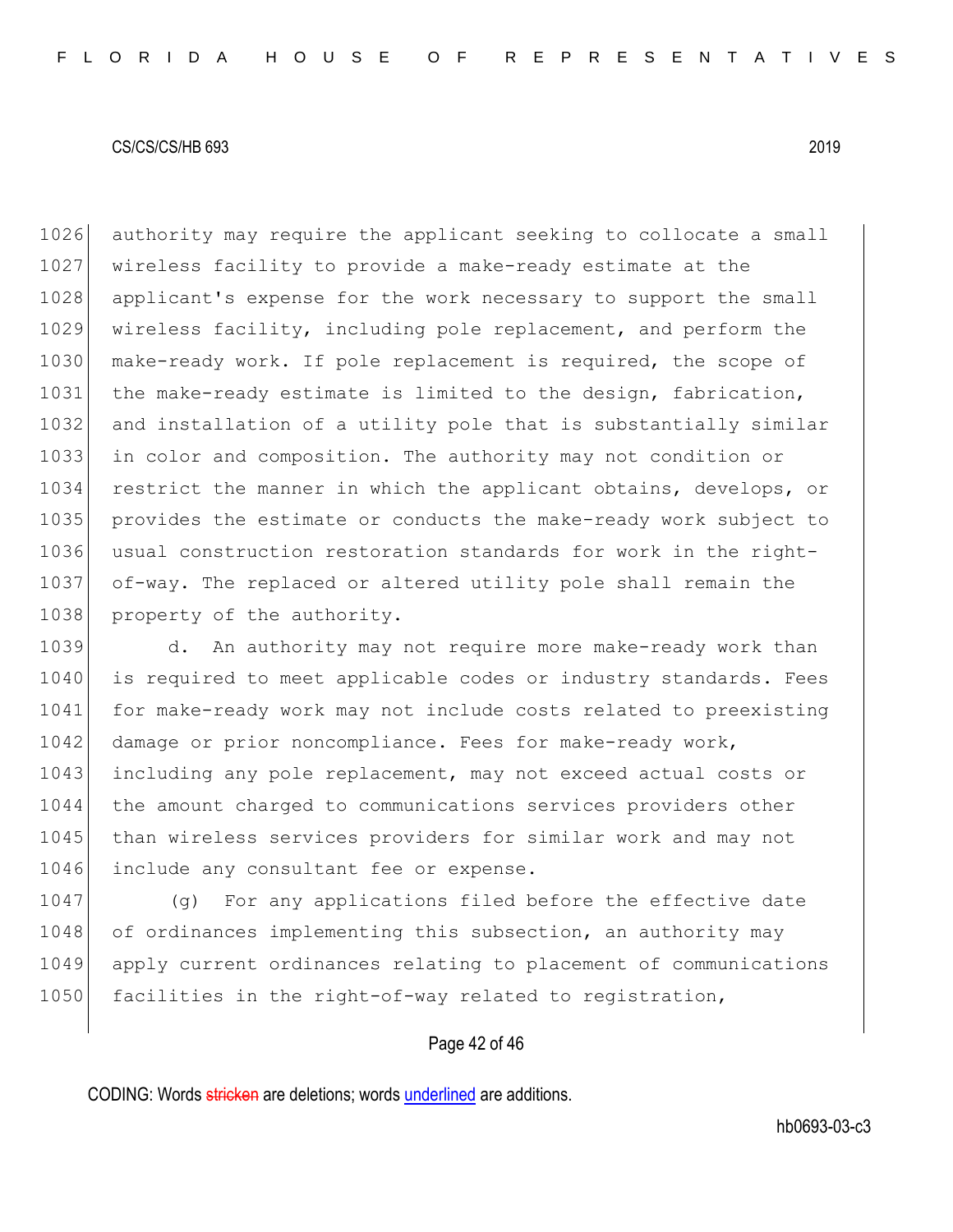authority may require the applicant seeking to collocate a small wireless facility to provide a make-ready estimate at the applicant's expense for the work necessary to support the small wireless facility, including pole replacement, and perform the make-ready work. If pole replacement is required, the scope of the make-ready estimate is limited to the design, fabrication, and installation of a utility pole that is substantially similar in color and composition. The authority may not condition or restrict the manner in which the applicant obtains, develops, or provides the estimate or conducts the make-ready work subject to usual construction restoration standards for work in the right-of-way. The replaced or altered utility pole shall remain the property of the authority.

d. An authority may not require more make-ready work than is required to meet applicable codes or industry standards. Fees for make-ready work may not include costs related to preexisting damage or prior noncompliance. Fees for make-ready work, including any pole replacement, may not exceed actual costs or the amount charged to communications services providers other than wireless services providers for similar work and may not include any consultant fee or expense.

(g) For any applications filed before the effective date of ordinances implementing this subsection, an authority may apply current ordinances relating to placement of communications facilities in the right-of-way related to registration,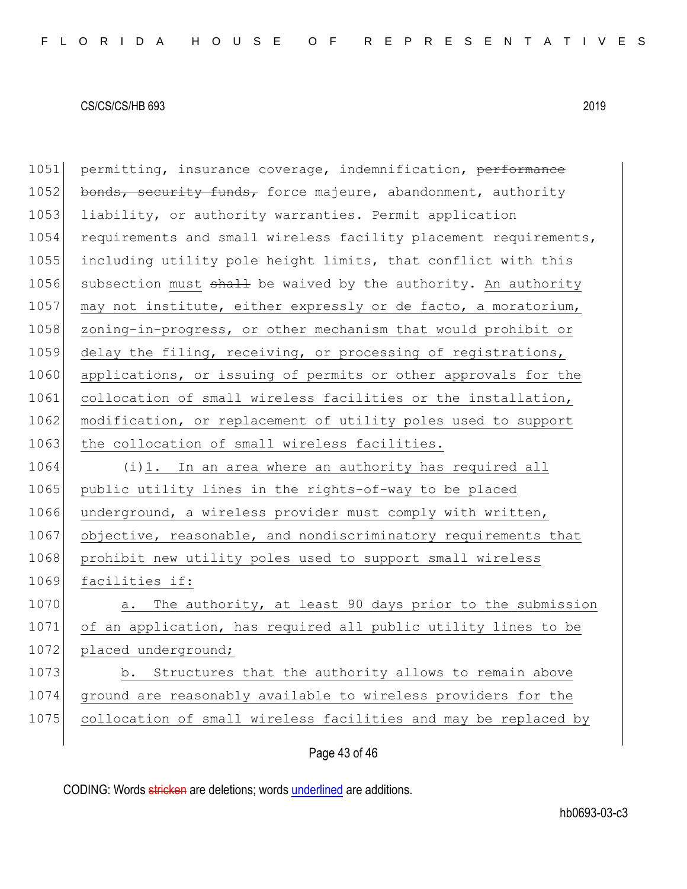permitting, insurance coverage, indemnification, ~~performance bonds, security funds,~~ force majeure, abandonment, authority liability, or authority warranties. Permit application requirements and small wireless facility placement requirements, including utility pole height limits, that conflict with this subsection must ~~shall~~ be waived by the authority. An authority may not institute, either expressly or de facto, a moratorium, zoning-in-progress, or other mechanism that would prohibit or delay the filing, receiving, or processing of registrations, applications, or issuing of permits or other approvals for the collocation of small wireless facilities or the installation, modification, or replacement of utility poles used to support the collocation of small wireless facilities.

(i)1. In an area where an authority has required all public utility lines in the rights-of-way to be placed underground, a wireless provider must comply with written, objective, reasonable, and nondiscriminatory requirements that prohibit new utility poles used to support small wireless facilities if:

a. The authority, at least 90 days prior to the submission of an application, has required all public utility lines to be placed underground;

b. Structures that the authority allows to remain above ground are reasonably available to wireless providers for the collocation of small wireless facilities and may be replaced by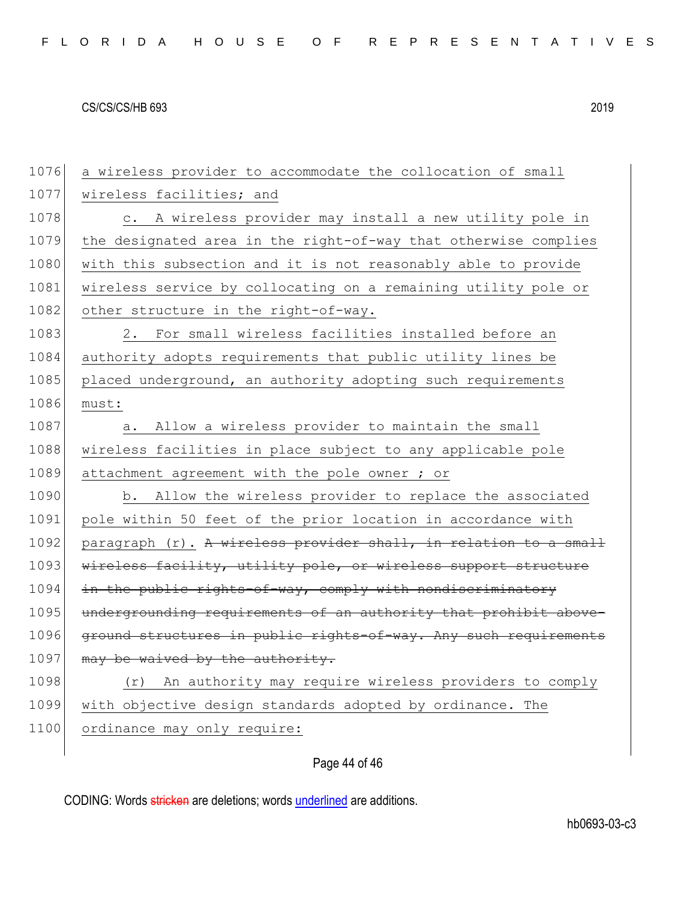a wireless provider to accommodate the collocation of small wireless facilities; and

c. A wireless provider may install a new utility pole in the designated area in the right-of-way that otherwise complies with this subsection and it is not reasonably able to provide wireless service by collocating on a remaining utility pole or other structure in the right-of-way.

2. For small wireless facilities installed before an authority adopts requirements that public utility lines be placed underground, an authority adopting such requirements must:

a. Allow a wireless provider to maintain the small wireless facilities in place subject to any applicable pole attachment agreement with the pole owner ; or

b. Allow the wireless provider to replace the associated pole within 50 feet of the prior location in accordance with paragraph (r). ~~A wireless provider shall, in relation to a small wireless facility, utility pole, or wireless support structure in the public rights-of-way, comply with nondiscriminatory undergrounding requirements of an authority that prohibit above-ground structures in public rights-of-way. Any such requirements may be waived by the authority.~~

(r) An authority may require wireless providers to comply with objective design standards adopted by ordinance. The ordinance may only require: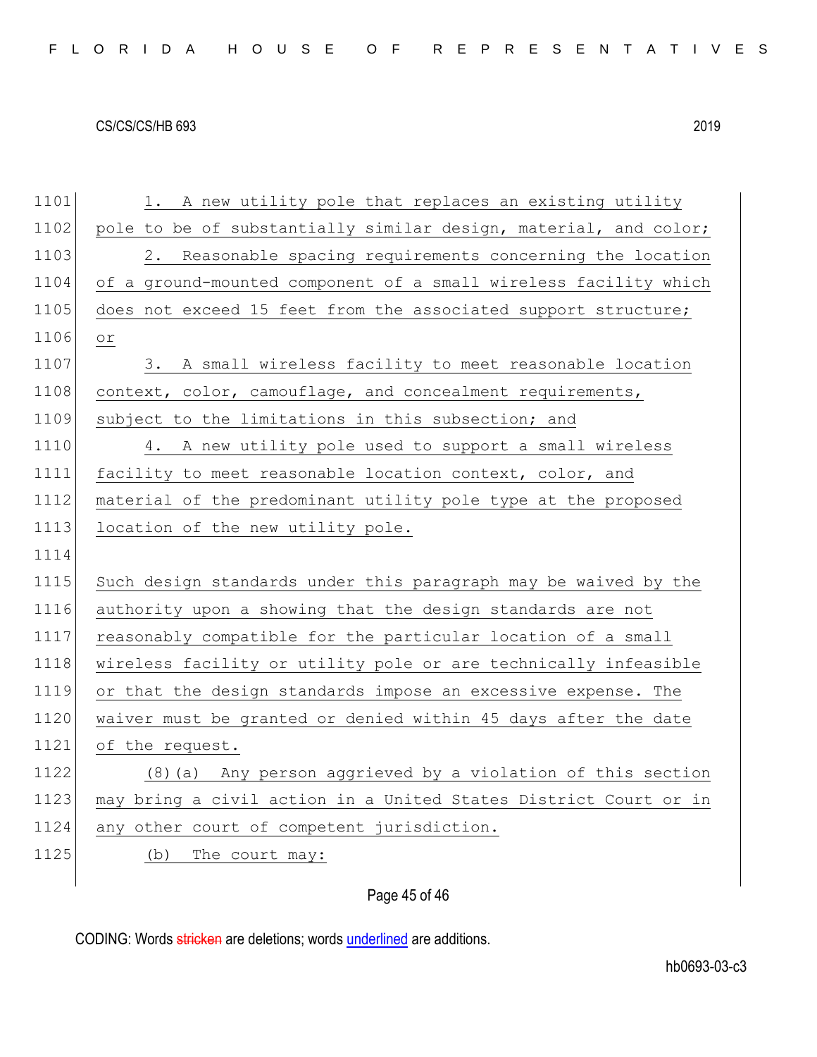1. A new utility pole that replaces an existing utility pole to be of substantially similar design, material, and color;

2. Reasonable spacing requirements concerning the location of a ground-mounted component of a small wireless facility which does not exceed 15 feet from the associated support structure; or

3. A small wireless facility to meet reasonable location context, color, camouflage, and concealment requirements, subject to the limitations in this subsection; and

4. A new utility pole used to support a small wireless facility to meet reasonable location context, color, and material of the predominant utility pole type at the proposed location of the new utility pole.

Such design standards under this paragraph may be waived by the authority upon a showing that the design standards are not reasonably compatible for the particular location of a small wireless facility or utility pole or are technically infeasible or that the design standards impose an excessive expense. The waiver must be granted or denied within 45 days after the date of the request.

(8)(a) Any person aggrieved by a violation of this section may bring a civil action in a United States District Court or in any other court of competent jurisdiction.

(b) The court may: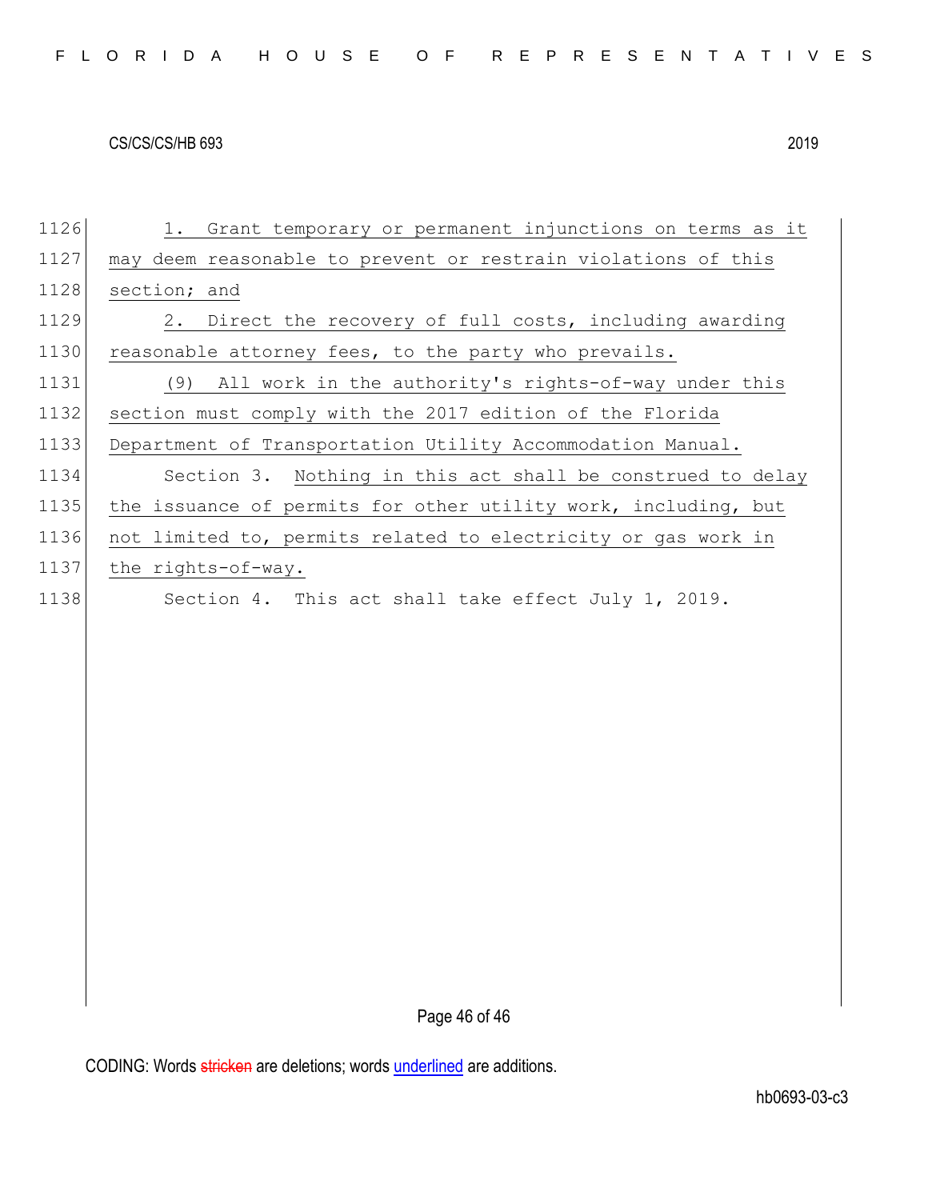1126 1. Grant temporary or permanent injunctions on terms as it
1127 may deem reasonable to prevent or restrain violations of this
1128 section; and
1129 2. Direct the recovery of full costs, including awarding
1130 reasonable attorney fees, to the party who prevails.
1131 (9) All work in the authority's rights-of-way under this
1132 section must comply with the 2017 edition of the Florida
1133 Department of Transportation Utility Accommodation Manual.
1134 Section 3. Nothing in this act shall be construed to delay
1135 the issuance of permits for other utility work, including, but
1136 not limited to, permits related to electricity or gas work in
1137 the rights-of-way.
1138 Section 4. This act shall take effect July 1, 2019.

CODING: Words stricken are deletions; words underlined are additions.